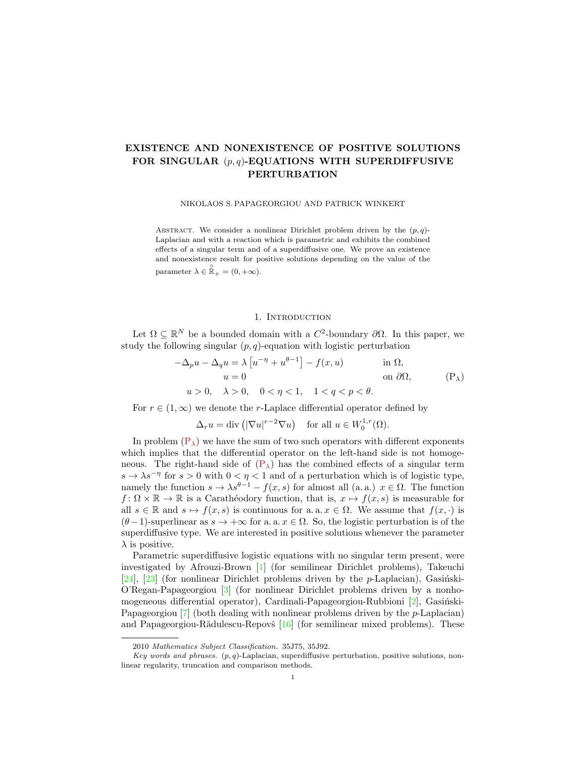# EXISTENCE AND NONEXISTENCE OF POSITIVE SOLUTIONS FOR SINGULAR $(p, q)$-EQUATIONS WITH SUPERDIFFUSIVE PERTURBATION

NIKOLAOS S. PAPAGEORGIOU AND PATRICK WINKERT

ABSTRACT. We consider a nonlinear Dirichlet problem driven by the $(p, q)$-Laplacian and with a reaction which is parametric and exhibits the combined effects of a singular term and of a superdiffusive one. We prove an existence and nonexistence result for positive solutions depending on the value of the parameter $\lambda \in \overset{\circ}{\mathbb{R}}_+ = (0, +\infty)$.

## 1. Introduction

Let $\Omega \subseteq \mathbb{R}^N$ be a bounded domain with a $C^2$-boundary $\partial\Omega$. In this paper, we study the following singular $(p, q)$-equation with logistic perturbation

$$
\begin{aligned}
-\Delta_p u - \Delta_q u &= \lambda \left[u^{-\eta} + u^{\theta-1}\right] - f(x, u) \qquad && \text{in } \Omega, \\
u &= 0 && \text{on } \partial\Omega, \\
u > 0, \quad \lambda > 0,& \quad 0 < \eta < 1, \quad 1 < q < p < \theta.
\end{aligned}
\tag{$\mathrm{P}_\lambda$}
$$

For $r \in (1, \infty)$ we denote the $r$-Laplace differential operator defined by

$$\Delta_r u = \operatorname{div}\left(|\nabla u|^{r-2} \nabla u\right) \quad \text{for all } u \in W_0^{1,r}(\Omega).$$

In problem ($\mathrm{P}_\lambda$) we have the sum of two such operators with different exponents which implies that the differential operator on the left-hand side is not homogeneous. The right-hand side of ($\mathrm{P}_\lambda$) has the combined effects of a singular term $s \to \lambda s^{-\eta}$ for $s > 0$ with $0 < \eta < 1$ and of a perturbation which is of logistic type, namely the function $s \to \lambda s^{\theta-1} - f(x, s)$ for almost all (a. a.) $x \in \Omega$. The function $f \colon \Omega \times \mathbb{R} \to \mathbb{R}$ is a Carathéodory function, that is, $x \mapsto f(x, s)$ is measurable for all $s \in \mathbb{R}$ and $s \mapsto f(x, s)$ is continuous for a. a. $x \in \Omega$. We assume that $f(x, \cdot)$ is $(\theta-1)$-superlinear as $s \to +\infty$ for a. a. $x \in \Omega$. So, the logistic perturbation is of the superdiffusive type. We are interested in positive solutions whenever the parameter $\lambda$ is positive.

Parametric superdiffusive logistic equations with no singular term present, were investigated by Afrouzi-Brown [1] (for semilinear Dirichlet problems), Takeuchi [24], [23] (for nonlinear Dirichlet problems driven by the $p$-Laplacian), Gasiński-O'Regan-Papageorgiou [3] (for nonlinear Dirichlet problems driven by a nonhomogeneous differential operator), Cardinali-Papageorgiou-Rubbioni [2], Gasiński-Papageorgiou [7] (both dealing with nonlinear problems driven by the $p$-Laplacian) and Papageorgiou-Rădulescu-Repovš [16] (for semilinear mixed problems). These

2010 *Mathematics Subject Classification.* 35J75, 35J92.

*Key words and phrases.* $(p, q)$-Laplacian, superdiffusive perturbation, positive solutions, nonlinear regularity, truncation and comparison methods.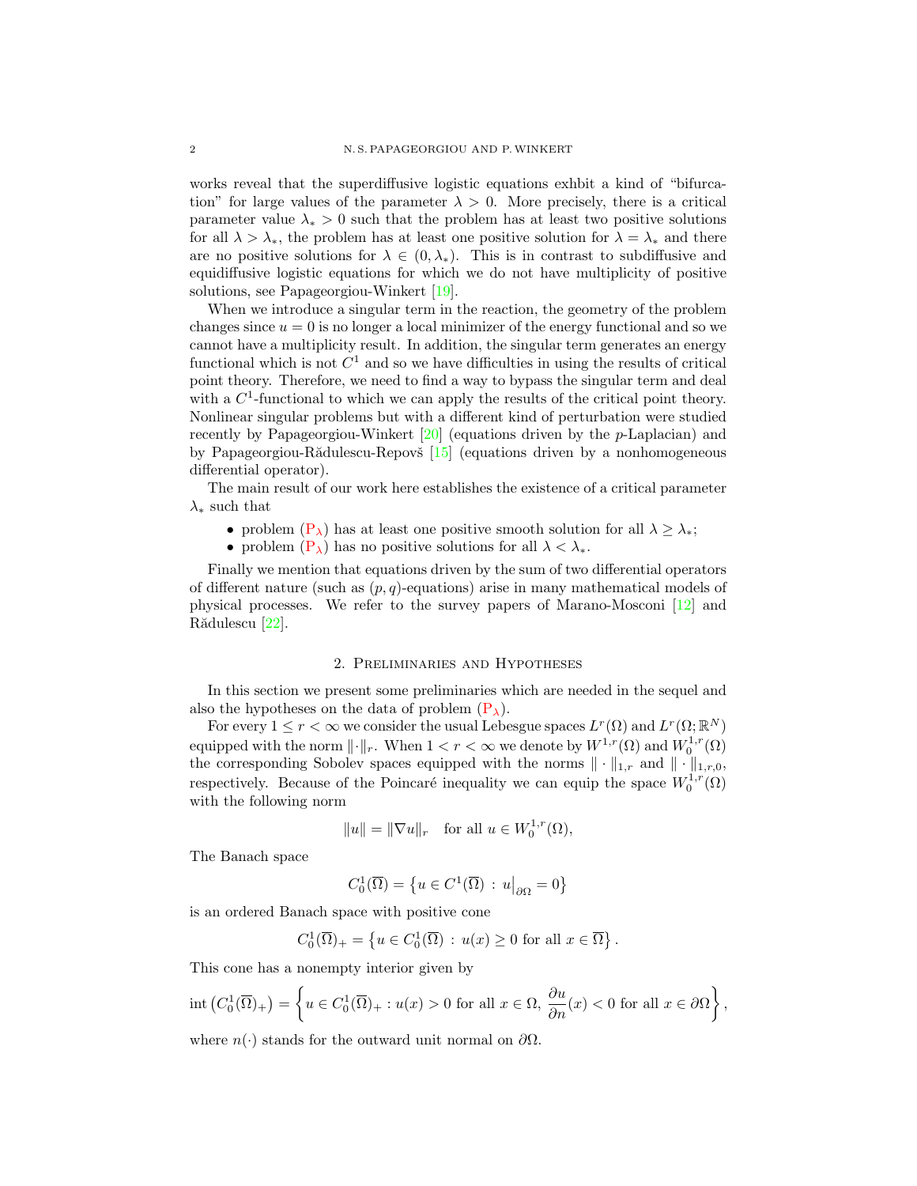works reveal that the superdiffusive logistic equations exhbit a kind of "bifurcation" for large values of the parameter $\lambda > 0$. More precisely, there is a critical parameter value $\lambda_* > 0$ such that the problem has at least two positive solutions for all $\lambda > \lambda_*$, the problem has at least one positive solution for $\lambda = \lambda_*$ and there are no positive solutions for $\lambda \in (0, \lambda_*)$. This is in contrast to subdiffusive and equidiffusive logistic equations for which we do not have multiplicity of positive solutions, see Papageorgiou-Winkert [19].

When we introduce a singular term in the reaction, the geometry of the problem changes since $u = 0$ is no longer a local minimizer of the energy functional and so we cannot have a multiplicity result. In addition, the singular term generates an energy functional which is not $C^1$ and so we have difficulties in using the results of critical point theory. Therefore, we need to find a way to bypass the singular term and deal with a $C^1$-functional to which we can apply the results of the critical point theory. Nonlinear singular problems but with a different kind of perturbation were studied recently by Papageorgiou-Winkert [20] (equations driven by the $p$-Laplacian) and by Papageorgiou-Rădulescu-Repovš [15] (equations driven by a nonhomogeneous differential operator).

The main result of our work here establishes the existence of a critical parameter $\lambda_*$ such that

- problem ($P_\lambda$) has at least one positive smooth solution for all $\lambda \geq \lambda_*$;
- problem ($P_\lambda$) has no positive solutions for all $\lambda < \lambda_*$.

Finally we mention that equations driven by the sum of two differential operators of different nature (such as $(p, q)$-equations) arise in many mathematical models of physical processes. We refer to the survey papers of Marano-Mosconi [12] and Rădulescu [22].

## 2. Preliminaries and Hypotheses

In this section we present some preliminaries which are needed in the sequel and also the hypotheses on the data of problem ($P_\lambda$).

For every $1 \leq r < \infty$ we consider the usual Lebesgue spaces $L^r(\Omega)$ and $L^r(\Omega; \mathbb{R}^N)$ equipped with the norm $\|\cdot\|_r$. When $1 < r < \infty$ we denote by $W^{1,r}(\Omega)$ and $W_0^{1,r}(\Omega)$ the corresponding Sobolev spaces equipped with the norms $\|\cdot\|_{1,r}$ and $\|\cdot\|_{1,r,0}$, respectively. Because of the Poincaré inequality we can equip the space $W_0^{1,r}(\Omega)$ with the following norm

$$\|u\| = \|\nabla u\|_r \quad \text{for all } u \in W_0^{1,r}(\Omega),$$

The Banach space

$$C_0^1(\overline{\Omega}) = \left\{ u \in C^1(\overline{\Omega}) \,:\, u\big|_{\partial\Omega} = 0 \right\}$$

is an ordered Banach space with positive cone

$$C_0^1(\overline{\Omega})_+ = \left\{ u \in C_0^1(\overline{\Omega}) \,:\, u(x) \geq 0 \text{ for all } x \in \overline{\Omega} \right\}.$$

This cone has a nonempty interior given by

$$\operatorname{int}\left(C_0^1(\overline{\Omega})_+\right) = \left\{ u \in C_0^1(\overline{\Omega})_+ : u(x) > 0 \text{ for all } x \in \Omega,\ \frac{\partial u}{\partial n}(x) < 0 \text{ for all } x \in \partial\Omega \right\},$$

where $n(\cdot)$ stands for the outward unit normal on $\partial\Omega$.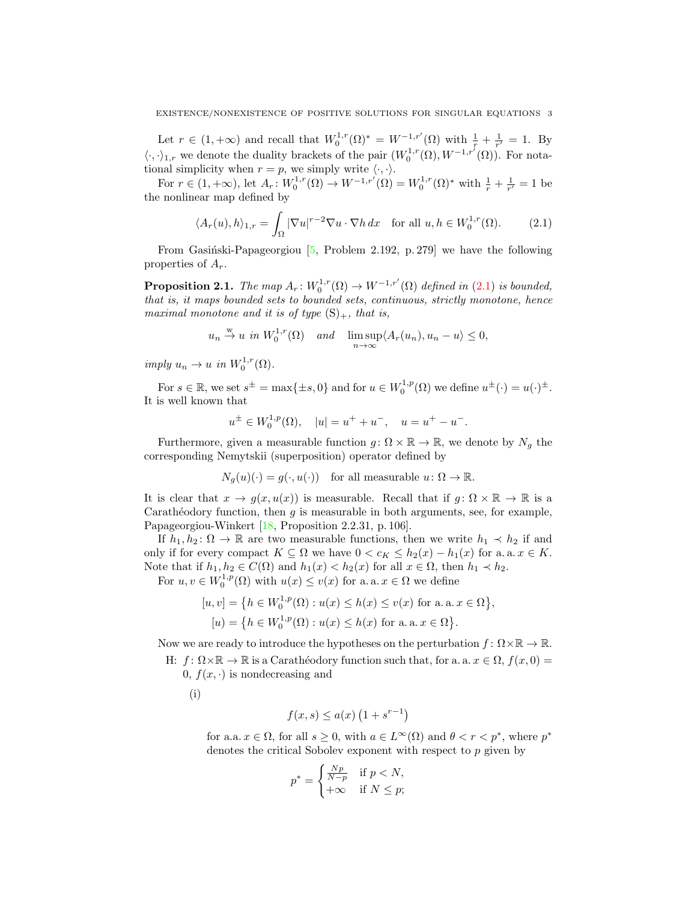Let $r \in (1, +\infty)$ and recall that $W_0^{1,r}(\Omega)^* = W^{-1,r'}(\Omega)$ with $\frac{1}{r} + \frac{1}{r'} = 1$. By $\langle \cdot, \cdot \rangle_{1,r}$ we denote the duality brackets of the pair $(W_0^{1,r}(\Omega), W^{-1,r'}(\Omega))$. For notational simplicity when $r = p$, we simply write $\langle \cdot, \cdot \rangle$.

For $r \in (1, +\infty)$, let $A_r \colon W_0^{1,r}(\Omega) \to W^{-1,r'}(\Omega) = W_0^{1,r}(\Omega)^*$ with $\frac{1}{r} + \frac{1}{r'} = 1$ be the nonlinear map defined by

$$\langle A_r(u), h \rangle_{1,r} = \int_\Omega |\nabla u|^{r-2} \nabla u \cdot \nabla h \, dx \quad \text{for all } u, h \in W_0^{1,r}(\Omega). \tag{2.1}$$

From Gasiński-Papageorgiou [5, Problem 2.192, p. 279] we have the following properties of $A_r$.

**Proposition 2.1.** *The map $A_r \colon W_0^{1,r}(\Omega) \to W^{-1,r'}(\Omega)$ defined in (2.1) is bounded, that is, it maps bounded sets to bounded sets, continuous, strictly monotone, hence maximal monotone and it is of type $(\mathrm{S})_+$, that is,*

$$u_n \overset{\mathrm{w}}{\to} u \text{ in } W_0^{1,r}(\Omega) \quad \text{and} \quad \limsup_{n \to \infty} \langle A_r(u_n), u_n - u \rangle \leq 0,$$

*imply $u_n \to u$ in $W_0^{1,r}(\Omega)$.*

For $s \in \mathbb{R}$, we set $s^\pm = \max\{\pm s, 0\}$ and for $u \in W_0^{1,p}(\Omega)$ we define $u^\pm(\cdot) = u(\cdot)^\pm$. It is well known that

$$u^\pm \in W_0^{1,p}(\Omega), \quad |u| = u^+ + u^-, \quad u = u^+ - u^-.$$

Furthermore, given a measurable function $g \colon \Omega \times \mathbb{R} \to \mathbb{R}$, we denote by $N_g$ the corresponding Nemytskii (superposition) operator defined by

$$N_g(u)(\cdot) = g(\cdot, u(\cdot)) \quad \text{for all measurable } u \colon \Omega \to \mathbb{R}.$$

It is clear that $x \to g(x, u(x))$ is measurable. Recall that if $g \colon \Omega \times \mathbb{R} \to \mathbb{R}$ is a Carathéodory function, then $g$ is measurable in both arguments, see, for example, Papageorgiou-Winkert [18, Proposition 2.2.31, p. 106].

If $h_1, h_2 \colon \Omega \to \mathbb{R}$ are two measurable functions, then we write $h_1 \prec h_2$ if and only if for every compact $K \subseteq \Omega$ we have $0 < c_K \leq h_2(x) - h_1(x)$ for a. a. $x \in K$. Note that if $h_1, h_2 \in C(\Omega)$ and $h_1(x) < h_2(x)$ for all $x \in \Omega$, then $h_1 \prec h_2$.

For $u, v \in W_0^{1,p}(\Omega)$ with $u(x) \leq v(x)$ for a. a. $x \in \Omega$ we define

$$[u, v] = \left\{ h \in W_0^{1,p}(\Omega) : u(x) \leq h(x) \leq v(x) \text{ for a. a. } x \in \Omega \right\},$$
$$[u) = \left\{ h \in W_0^{1,p}(\Omega) : u(x) \leq h(x) \text{ for a. a. } x \in \Omega \right\}.$$

Now we are ready to introduce the hypotheses on the perturbation $f \colon \Omega \times \mathbb{R} \to \mathbb{R}$.

H: $f \colon \Omega \times \mathbb{R} \to \mathbb{R}$ is a Carathéodory function such that, for a. a. $x \in \Omega$, $f(x, 0) = 0$, $f(x, \cdot)$ is nondecreasing and

(i)

$$f(x, s) \leq a(x) \left(1 + s^{r-1}\right)$$

for a.a. $x \in \Omega$, for all $s \geq 0$, with $a \in L^\infty(\Omega)$ and $\theta < r < p^*$, where $p^*$ denotes the critical Sobolev exponent with respect to $p$ given by

$$p^* = \begin{cases} \frac{Np}{N-p} & \text{if } p < N, \\ +\infty & \text{if } N \leq p; \end{cases}$$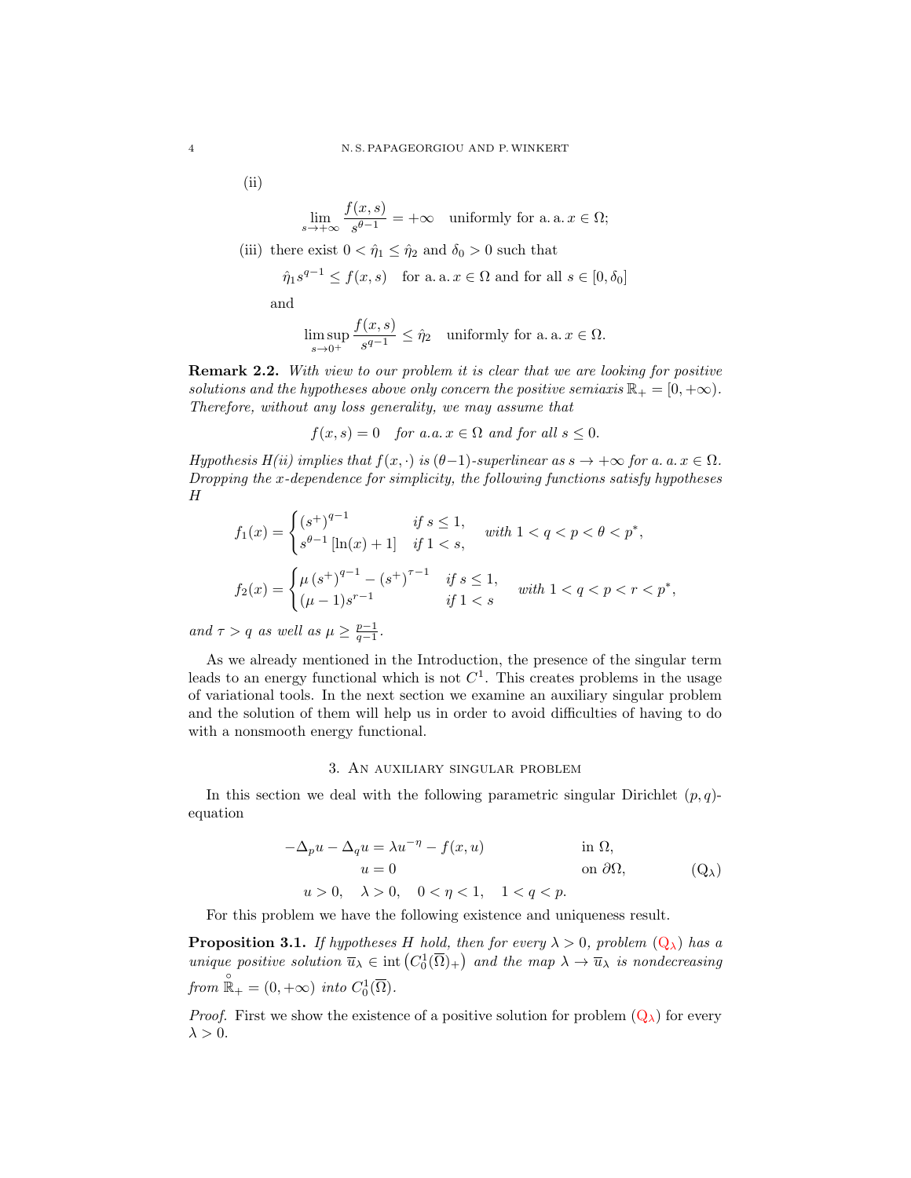(ii)

$$\lim_{s\to+\infty} \frac{f(x,s)}{s^{\theta-1}} = +\infty \quad \text{uniformly for a. a. } x \in \Omega;$$

(iii) there exist $0 < \hat{\eta}_1 \leq \hat{\eta}_2$ and $\delta_0 > 0$ such that

$$\hat{\eta}_1 s^{q-1} \leq f(x,s) \quad \text{for a. a. } x \in \Omega \text{ and for all } s \in [0,\delta_0]$$

and

$$\limsup_{s\to 0^+} \frac{f(x,s)}{s^{q-1}} \leq \hat{\eta}_2 \quad \text{uniformly for a. a. } x \in \Omega.$$

**Remark 2.2.** *With view to our problem it is clear that we are looking for positive solutions and the hypotheses above only concern the positive semiaxis $\mathbb{R}_+ = [0,+\infty)$. Therefore, without any loss generality, we may assume that*

$$f(x,s) = 0 \quad \text{for a.a. } x \in \Omega \text{ and for all } s \leq 0.$$

*Hypothesis H(ii) implies that $f(x,\cdot)$ is $(\theta-1)$-superlinear as $s \to +\infty$ for a. a. $x \in \Omega$. Dropping the $x$-dependence for simplicity, the following functions satisfy hypotheses H*

$$f_1(x) = \begin{cases} (s^+)^{q-1} & \text{if } s \leq 1, \\ s^{\theta-1}\left[\ln(x)+1\right] & \text{if } 1 < s, \end{cases} \quad \text{with } 1 < q < p < \theta < p^*,$$

$$f_2(x) = \begin{cases} \mu\,(s^+)^{q-1} - (s^+)^{\tau-1} & \text{if } s \leq 1, \\ (\mu-1)s^{r-1} & \text{if } 1 < s \end{cases} \quad \text{with } 1 < q < p < r < p^*,$$

*and $\tau > q$ as well as $\mu \geq \frac{p-1}{q-1}$.*

As we already mentioned in the Introduction, the presence of the singular term leads to an energy functional which is not $C^1$. This creates problems in the usage of variational tools. In the next section we examine an auxiliary singular problem and the solution of them will help us in order to avoid difficulties of having to do with a nonsmooth energy functional.

## 3. An auxiliary singular problem

In this section we deal with the following parametric singular Dirichlet $(p,q)$-equation

$$\begin{aligned} -\Delta_p u - \Delta_q u &= \lambda u^{-\eta} - f(x,u) && \text{in } \Omega, \\ u &= 0 && \text{on } \partial\Omega, \\ u > 0, \quad \lambda > 0,& \quad 0 < \eta < 1, \quad 1 < q < p. \end{aligned} \tag{Q$_\lambda$}$$

For this problem we have the following existence and uniqueness result.

**Proposition 3.1.** *If hypotheses H hold, then for every $\lambda > 0$, problem (Q$_\lambda$) has a unique positive solution $\overline{u}_\lambda \in \operatorname{int}\left(C_0^1(\overline{\Omega})_+\right)$ and the map $\lambda \to \overline{u}_\lambda$ is nondecreasing from $\overset{\circ}{\mathbb{R}}_+ = (0,+\infty)$ into $C_0^1(\overline{\Omega})$.*

*Proof.* First we show the existence of a positive solution for problem (Q$_\lambda$) for every $\lambda > 0$.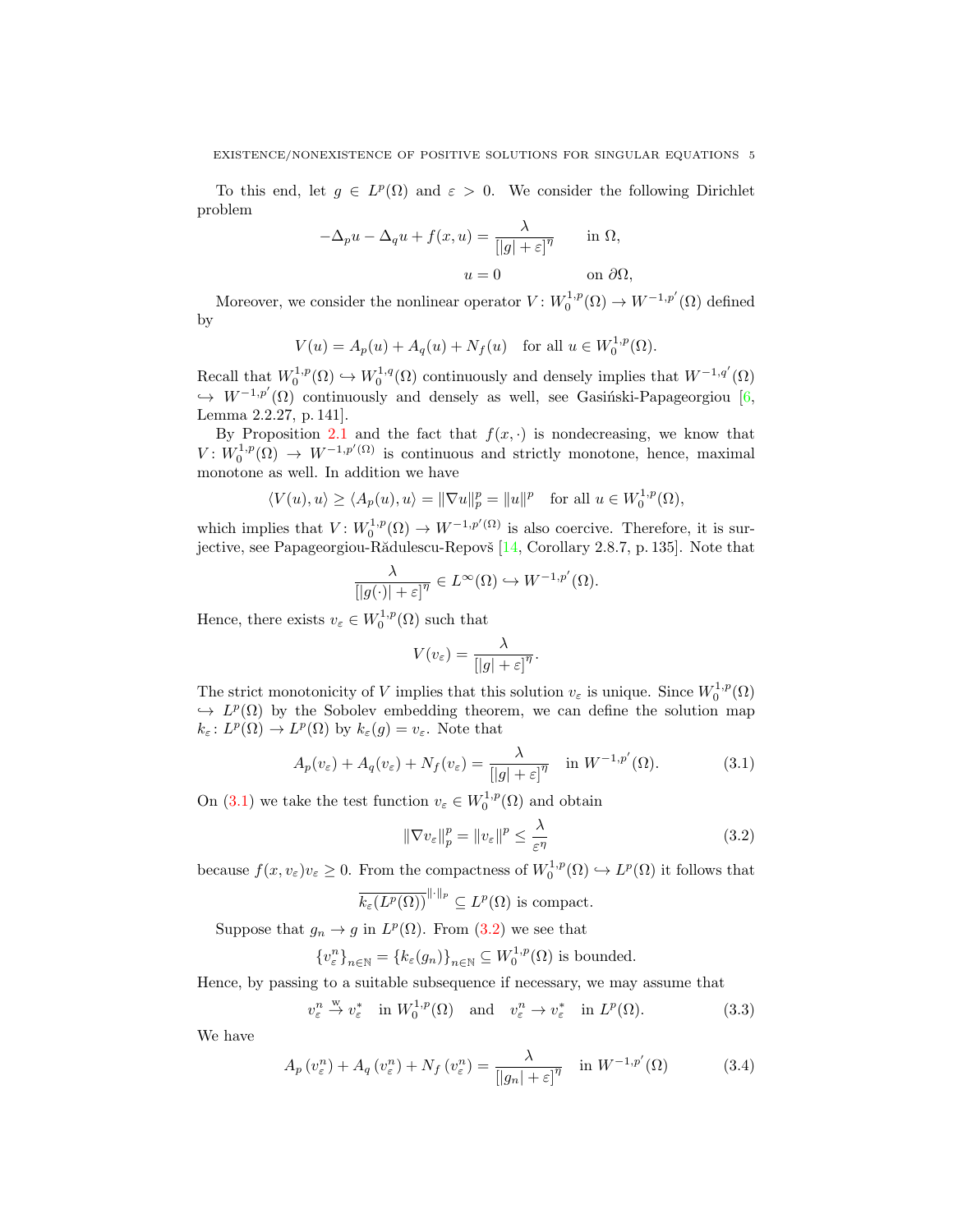To this end, let $g \in L^p(\Omega)$ and $\varepsilon > 0$. We consider the following Dirichlet problem

$$
\begin{aligned}
-\Delta_p u - \Delta_q u + f(x,u) &= \frac{\lambda}{[|g| + \varepsilon]^\eta} \qquad \text{in } \Omega,\\
u &= 0 \qquad\qquad\quad \text{on } \partial\Omega,
\end{aligned}
$$

Moreover, we consider the nonlinear operator $V\colon W_0^{1,p}(\Omega) \to W^{-1,p'}(\Omega)$ defined by

$$
V(u) = A_p(u) + A_q(u) + N_f(u) \quad \text{for all } u \in W_0^{1,p}(\Omega).
$$

Recall that $W_0^{1,p}(\Omega) \hookrightarrow W_0^{1,q}(\Omega)$ continuously and densely implies that $W^{-1,q'}(\Omega) \hookrightarrow W^{-1,p'}(\Omega)$ continuously and densely as well, see Gasiński-Papageorgiou [6, Lemma 2.2.27, p. 141].

By Proposition 2.1 and the fact that $f(x,\cdot)$ is nondecreasing, we know that $V\colon W_0^{1,p}(\Omega) \to W^{-1,p'(\Omega)}$ is continuous and strictly monotone, hence, maximal monotone as well. In addition we have

$$
\langle V(u), u\rangle \geq \langle A_p(u), u\rangle = \|\nabla u\|_p^p = \|u\|^p \quad \text{for all } u \in W_0^{1,p}(\Omega),
$$

which implies that $V\colon W_0^{1,p}(\Omega) \to W^{-1,p'(\Omega)}$ is also coercive. Therefore, it is surjective, see Papageorgiou-Rădulescu-Repovš [14, Corollary 2.8.7, p. 135]. Note that

$$
\frac{\lambda}{[|g(\cdot)| + \varepsilon]^\eta} \in L^\infty(\Omega) \hookrightarrow W^{-1,p'}(\Omega).
$$

Hence, there exists $v_\varepsilon \in W_0^{1,p}(\Omega)$ such that

$$
V(v_\varepsilon) = \frac{\lambda}{[|g| + \varepsilon]^\eta}.
$$

The strict monotonicity of $V$ implies that this solution $v_\varepsilon$ is unique. Since $W_0^{1,p}(\Omega) \hookrightarrow L^p(\Omega)$ by the Sobolev embedding theorem, we can define the solution map $k_\varepsilon\colon L^p(\Omega) \to L^p(\Omega)$ by $k_\varepsilon(g) = v_\varepsilon$. Note that

$$
A_p(v_\varepsilon) + A_q(v_\varepsilon) + N_f(v_\varepsilon) = \frac{\lambda}{[|g| + \varepsilon]^\eta} \quad \text{in } W^{-1,p'}(\Omega). \tag{3.1}
$$

On (3.1) we take the test function $v_\varepsilon \in W_0^{1,p}(\Omega)$ and obtain

$$
\|\nabla v_\varepsilon\|_p^p = \|v_\varepsilon\|^p \leq \frac{\lambda}{\varepsilon^\eta} \tag{3.2}
$$

because $f(x, v_\varepsilon) v_\varepsilon \geq 0$. From the compactness of $W_0^{1,p}(\Omega) \hookrightarrow L^p(\Omega)$ it follows that

$$
\overline{k_\varepsilon(L^p(\Omega))}^{\|\cdot\|_p} \subseteq L^p(\Omega) \text{ is compact.}
$$

Suppose that $g_n \to g$ in $L^p(\Omega)$. From (3.2) we see that

$$
\{v_\varepsilon^n\}_{n\in\mathbb{N}} = \{k_\varepsilon(g_n)\}_{n\in\mathbb{N}} \subseteq W_0^{1,p}(\Omega) \text{ is bounded.}
$$

Hence, by passing to a suitable subsequence if necessary, we may assume that

$$
v_\varepsilon^n \overset{\text{w}}{\to} v_\varepsilon^* \quad \text{in } W_0^{1,p}(\Omega) \quad \text{and} \quad v_\varepsilon^n \to v_\varepsilon^* \quad \text{in } L^p(\Omega). \tag{3.3}
$$

We have

$$
A_p(v_\varepsilon^n) + A_q(v_\varepsilon^n) + N_f(v_\varepsilon^n) = \frac{\lambda}{[|g_n| + \varepsilon]^\eta} \quad \text{in } W^{-1,p'}(\Omega) \tag{3.4}
$$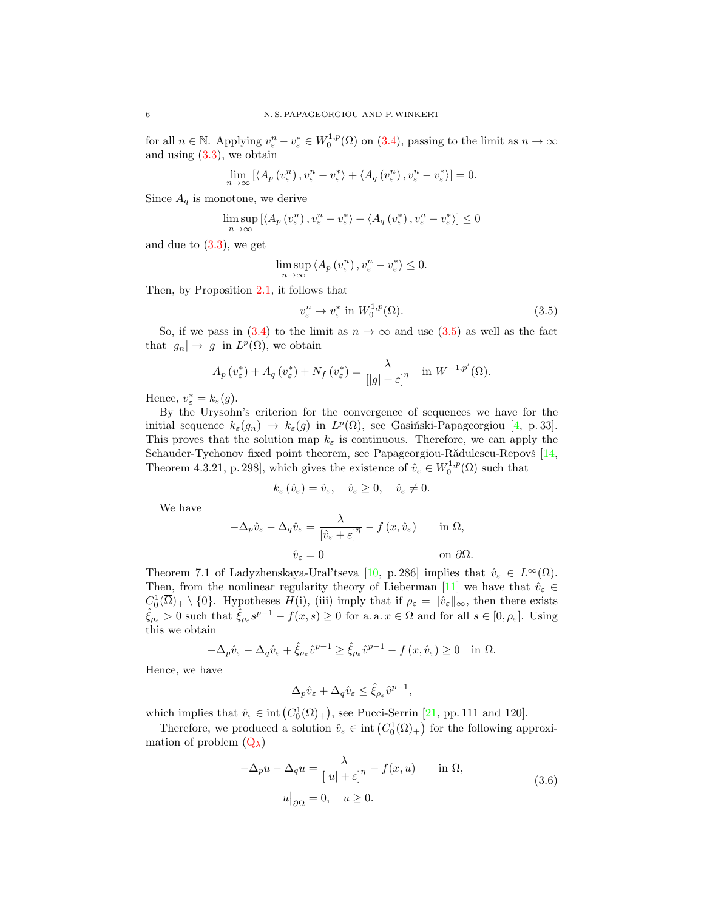for all $n \in \mathbb{N}$. Applying $v_\varepsilon^n - v_\varepsilon^* \in W_0^{1,p}(\Omega)$ on (3.4), passing to the limit as $n \to \infty$ and using (3.3), we obtain

$$\lim_{n\to\infty} \left[ \left\langle A_p\left(v_\varepsilon^n\right), v_\varepsilon^n - v_\varepsilon^* \right\rangle + \left\langle A_q\left(v_\varepsilon^n\right), v_\varepsilon^n - v_\varepsilon^* \right\rangle \right] = 0.$$

Since $A_q$ is monotone, we derive

$$\limsup_{n\to\infty} \left[ \left\langle A_p\left(v_\varepsilon^n\right), v_\varepsilon^n - v_\varepsilon^* \right\rangle + \left\langle A_q\left(v_\varepsilon^*\right), v_\varepsilon^n - v_\varepsilon^* \right\rangle \right] \leq 0$$

and due to (3.3), we get

$$\limsup_{n\to\infty} \left\langle A_p\left(v_\varepsilon^n\right), v_\varepsilon^n - v_\varepsilon^* \right\rangle \leq 0.$$

Then, by Proposition 2.1, it follows that

$$v_\varepsilon^n \to v_\varepsilon^* \text{ in } W_0^{1,p}(\Omega). \tag{3.5}$$

So, if we pass in (3.4) to the limit as $n \to \infty$ and use (3.5) as well as the fact that $|g_n| \to |g|$ in $L^p(\Omega)$, we obtain

$$A_p\left(v_\varepsilon^*\right) + A_q\left(v_\varepsilon^*\right) + N_f\left(v_\varepsilon^*\right) = \frac{\lambda}{\left[|g| + \varepsilon\right]^\eta} \quad \text{in } W^{-1,p'}(\Omega).$$

Hence, $v_\varepsilon^* = k_\varepsilon(g)$.

By the Urysohn's criterion for the convergence of sequences we have for the initial sequence $k_\varepsilon(g_n) \to k_\varepsilon(g)$ in $L^p(\Omega)$, see Gasiński-Papageorgiou [4, p. 33]. This proves that the solution map $k_\varepsilon$ is continuous. Therefore, we can apply the Schauder-Tychonov fixed point theorem, see Papageorgiou-Rădulescu-Repovš [14, Theorem 4.3.21, p. 298], which gives the existence of $\hat{v}_\varepsilon \in W_0^{1,p}(\Omega)$ such that

$$k_\varepsilon\left(\hat{v}_\varepsilon\right) = \hat{v}_\varepsilon, \quad \hat{v}_\varepsilon \geq 0, \quad \hat{v}_\varepsilon \neq 0.$$

We have

$$\begin{aligned}
-\Delta_p \hat{v}_\varepsilon - \Delta_q \hat{v}_\varepsilon &= \frac{\lambda}{\left[\hat{v}_\varepsilon + \varepsilon\right]^\eta} - f\left(x, \hat{v}_\varepsilon\right) \qquad && \text{in } \Omega,\\
\hat{v}_\varepsilon &= 0 && \text{on } \partial\Omega.
\end{aligned}$$

Theorem 7.1 of Ladyzhenskaya-Ural'tseva [10, p. 286] implies that $\hat{v}_\varepsilon \in L^\infty(\Omega)$. Then, from the nonlinear regularity theory of Lieberman [11] we have that $\hat{v}_\varepsilon \in C_0^1(\overline{\Omega})_+ \setminus \{0\}$. Hypotheses $H$(i), (iii) imply that if $\rho_\varepsilon = \|\hat{v}_\varepsilon\|_\infty$, then there exists $\hat{\xi}_{\rho_\varepsilon} > 0$ such that $\hat{\xi}_{\rho_\varepsilon} s^{p-1} - f(x,s) \geq 0$ for a. a. $x \in \Omega$ and for all $s \in [0, \rho_\varepsilon]$. Using this we obtain

$$-\Delta_p \hat{v}_\varepsilon - \Delta_q \hat{v}_\varepsilon + \hat{\xi}_{\rho_\varepsilon} \hat{v}^{p-1} \geq \hat{\xi}_{\rho_\varepsilon} \hat{v}^{p-1} - f\left(x, \hat{v}_\varepsilon\right) \geq 0 \quad \text{in } \Omega.$$

Hence, we have

$$\Delta_p \hat{v}_\varepsilon + \Delta_q \hat{v}_\varepsilon \leq \hat{\xi}_{\rho_\varepsilon} \hat{v}^{p-1},$$

which implies that $\hat{v}_\varepsilon \in \operatorname{int}\left(C_0^1(\overline{\Omega})_+\right)$, see Pucci-Serrin [21, pp. 111 and 120].

Therefore, we produced a solution $\hat{v}_\varepsilon \in \operatorname{int}\left(C_0^1(\overline{\Omega})_+\right)$ for the following approximation of problem ($\mathrm{Q}_\lambda$)

$$\begin{aligned}
-\Delta_p u - \Delta_q u &= \frac{\lambda}{\left[|u| + \varepsilon\right]^\eta} - f(x,u) \qquad \text{in } \Omega,\\
u\big|_{\partial\Omega} &= 0, \quad u \geq 0.
\end{aligned} \tag{3.6}$$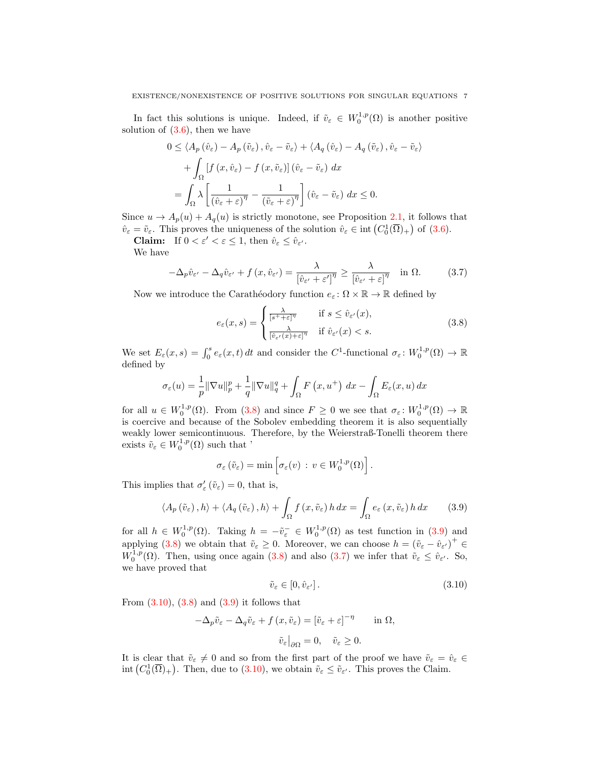In fact this solutions is unique. Indeed, if $\tilde{v}_\varepsilon \in W_0^{1,p}(\Omega)$ is another positive solution of (3.6), then we have

$$
\begin{aligned}
0 \leq& \left\langle A_p\left(\hat{v}_\varepsilon\right)-A_p\left(\tilde{v}_\varepsilon\right), \hat{v}_\varepsilon-\tilde{v}_\varepsilon\right\rangle+\left\langle A_q\left(\hat{v}_\varepsilon\right)-A_q\left(\tilde{v}_\varepsilon\right), \hat{v}_\varepsilon-\tilde{v}_\varepsilon\right\rangle \\
&+\int_\Omega\left[f\left(x, \hat{v}_\varepsilon\right)-f\left(x, \tilde{v}_\varepsilon\right)\right]\left(\hat{v}_\varepsilon-\tilde{v}_\varepsilon\right) dx \\
=& \int_\Omega \lambda\left[\frac{1}{\left(\hat{v}_\varepsilon+\varepsilon\right)^\eta}-\frac{1}{\left(\tilde{v}_\varepsilon+\varepsilon\right)^\eta}\right]\left(\hat{v}_\varepsilon-\tilde{v}_\varepsilon\right) dx \leq 0 .
\end{aligned}
$$

Since $u \to A_p(u)+A_q(u)$ is strictly monotone, see Proposition 2.1, it follows that $\hat{v}_\varepsilon=\tilde{v}_\varepsilon$. This proves the uniqueness of the solution $\hat{v}_\varepsilon \in \operatorname{int}\left(C_0^1(\overline{\Omega})_+\right)$ of (3.6).

**Claim:** If $0<\varepsilon'<\varepsilon \leq 1$, then $\hat{v}_\varepsilon \leq \hat{v}_{\varepsilon'}$.

We have

$$
-\Delta_p \hat{v}_{\varepsilon'}-\Delta_q \hat{v}_{\varepsilon'}+f\left(x, \hat{v}_{\varepsilon'}\right)=\frac{\lambda}{\left[\hat{v}_{\varepsilon'}+\varepsilon'\right]^\eta} \geq \frac{\lambda}{\left[\hat{v}_{\varepsilon'}+\varepsilon\right]^\eta} \quad \text { in } \Omega . \tag{3.7}
$$

Now we introduce the Carathéodory function $e_\varepsilon\colon \Omega \times \mathbb{R} \rightarrow \mathbb{R}$ defined by

$$
e_\varepsilon(x, s)= \begin{cases}\frac{\lambda}{\left[s^{+}+\varepsilon\right]^\eta} & \text { if } s \leq \hat{v}_{\varepsilon'}(x), \\ \frac{\lambda}{\left[\hat{v}_{\varepsilon'}(x)+\varepsilon\right]^\eta} & \text { if } \hat{v}_{\varepsilon'}(x)<s .\end{cases} \tag{3.8}
$$

We set $E_\varepsilon(x, s)=\int_0^s e_\varepsilon(x, t)\, dt$ and consider the $C^1$-functional $\sigma_\varepsilon\colon W_0^{1,p}(\Omega) \rightarrow \mathbb{R}$ defined by

$$
\sigma_\varepsilon(u)=\frac{1}{p}\|\nabla u\|_p^p+\frac{1}{q}\|\nabla u\|_q^q+\int_\Omega F\left(x, u^{+}\right)\, dx-\int_\Omega E_\varepsilon(x, u)\, dx
$$

for all $u \in W_0^{1,p}(\Omega)$. From (3.8) and since $F \geq 0$ we see that $\sigma_\varepsilon\colon W_0^{1,p}(\Omega) \rightarrow \mathbb{R}$ is coercive and because of the Sobolev embedding theorem it is also sequentially weakly lower semicontinuous. Therefore, by the Weierstraß-Tonelli theorem there exists $\tilde{v}_\varepsilon \in W_0^{1,p}(\Omega)$ such that '

$$
\sigma_\varepsilon\left(\tilde{v}_\varepsilon\right)=\min \left[\sigma_\varepsilon(v)\,:\, v \in W_0^{1,p}(\Omega)\right] .
$$

This implies that $\sigma_\varepsilon'\left(\tilde{v}_\varepsilon\right)=0$, that is,

$$
\left\langle A_p\left(\tilde{v}_\varepsilon\right), h\right\rangle+\left\langle A_q\left(\tilde{v}_\varepsilon\right), h\right\rangle+\int_\Omega f\left(x, \tilde{v}_\varepsilon\right) h\, dx=\int_\Omega e_\varepsilon\left(x, \tilde{v}_\varepsilon\right) h\, dx \tag{3.9}
$$

for all $h \in W_0^{1,p}(\Omega)$. Taking $h=-\tilde{v}_\varepsilon^{-} \in W_0^{1,p}(\Omega)$ as test function in (3.9) and applying (3.8) we obtain that $\tilde{v}_\varepsilon \geq 0$. Moreover, we can choose $h=\left(\tilde{v}_\varepsilon-\hat{v}_{\varepsilon'}\right)^{+} \in W_0^{1,p}(\Omega)$. Then, using once again (3.8) and also (3.7) we infer that $\tilde{v}_\varepsilon \leq \hat{v}_{\varepsilon'}$. So, we have proved that

$$
\tilde{v}_\varepsilon \in\left[0, \hat{v}_{\varepsilon'}\right] . \tag{3.10}
$$

From (3.10), (3.8) and (3.9) it follows that

$$
-\Delta_p \tilde{v}_\varepsilon-\Delta_q \tilde{v}_\varepsilon+f\left(x, \tilde{v}_\varepsilon\right)=\left[\tilde{v}_\varepsilon+\varepsilon\right]^{-\eta} \qquad \text { in } \Omega,
$$

$$
\left.\tilde{v}_\varepsilon\right|_{\partial \Omega}=0, \quad \tilde{v}_\varepsilon \geq 0 .
$$

It is clear that $\tilde{v}_\varepsilon \neq 0$ and so from the first part of the proof we have $\tilde{v}_\varepsilon=\hat{v}_\varepsilon \in \operatorname{int}\left(C_0^1(\overline{\Omega})_+\right)$. Then, due to (3.10), we obtain $\tilde{v}_\varepsilon \leq \tilde{v}_{\varepsilon'}$. This proves the Claim.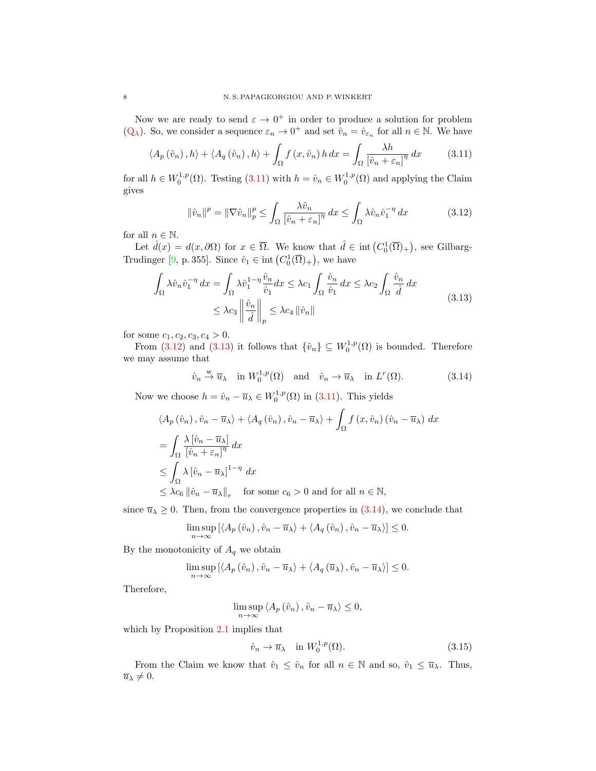Now we are ready to send $\varepsilon \to 0^+$ in order to produce a solution for problem ($\mathrm{Q}_\lambda$). So, we consider a sequence $\varepsilon_n \to 0^+$ and set $\hat{v}_n = \hat{v}_{\varepsilon_n}$ for all $n \in \mathbb{N}$. We have

$$\langle A_p(\hat{v}_n), h\rangle + \langle A_q(\hat{v}_n), h\rangle + \int_\Omega f(x, \hat{v}_n) h \, dx = \int_\Omega \frac{\lambda h}{[\hat{v}_n + \varepsilon_n]^\eta} \, dx \tag{3.11}$$

for all $h \in W_0^{1,p}(\Omega)$. Testing (3.11) with $h = \hat{v}_n \in W_0^{1,p}(\Omega)$ and applying the Claim gives

$$\|\hat{v}_n\|^p = \|\nabla \hat{v}_n\|_p^p \le \int_\Omega \frac{\lambda \hat{v}_n}{[\hat{v}_n + \varepsilon_n]^\eta} \, dx \le \int_\Omega \lambda \hat{v}_n \hat{v}_1^{-\eta} \, dx \tag{3.12}$$

for all $n \in \mathbb{N}$.

Let $\hat{d}(x) = d(x, \partial\Omega)$ for $x \in \overline{\Omega}$. We know that $\hat{d} \in \operatorname{int}\left(C_0^1(\overline{\Omega})_+\right)$, see Gilbarg-Trudinger [9, p. 355]. Since $\hat{v}_1 \in \operatorname{int}\left(C_0^1(\overline{\Omega})_+\right)$, we have

$$\begin{aligned}
\int_\Omega \lambda \hat{v}_n \hat{v}_1^{-\eta} \, dx &= \int_\Omega \lambda \hat{v}_1^{1-\eta} \frac{\hat{v}_n}{\hat{v}_1} dx \le \lambda c_1 \int_\Omega \frac{\hat{v}_n}{\hat{v}_1} \, dx \le \lambda c_2 \int_\Omega \frac{\hat{v}_n}{\hat{d}} \, dx \\
&\le \lambda c_3 \left\| \frac{\hat{v}_n}{\hat{d}} \right\|_p \le \lambda c_4 \|\hat{v}_n\|
\end{aligned} \tag{3.13}$$

for some $c_1, c_2, c_3, c_4 > 0$.

From (3.12) and (3.13) it follows that $\{\hat{v}_n\} \subseteq W_0^{1,p}(\Omega)$ is bounded. Therefore we may assume that

$$\hat{v}_n \overset{\mathrm{w}}{\to} \overline{u}_\lambda \quad \text{in } W_0^{1,p}(\Omega) \quad \text{and} \quad \hat{v}_n \to \overline{u}_\lambda \quad \text{in } L^r(\Omega). \tag{3.14}$$

Now we choose $h = \hat{v}_n - \overline{u}_\lambda \in W_0^{1,p}(\Omega)$ in (3.11). This yields

$$\begin{aligned}
&\langle A_p(\hat{v}_n), \hat{v}_n - \overline{u}_\lambda\rangle + \langle A_q(\hat{v}_n), \hat{v}_n - \overline{u}_\lambda\rangle + \int_\Omega f(x, \hat{v}_n)(\hat{v}_n - \overline{u}_\lambda) \, dx \\
&= \int_\Omega \frac{\lambda [\hat{v}_n - \overline{u}_\lambda]}{[\hat{v}_n + \varepsilon_n]^\eta} \, dx \\
&\le \int_\Omega \lambda [\hat{v}_n - \overline{u}_\lambda]^{1-\eta} \, dx \\
&\le \lambda c_6 \|\hat{v}_n - \overline{u}_\lambda\|_r \quad \text{for some } c_6 > 0 \text{ and for all } n \in \mathbb{N},
\end{aligned}$$

since $\overline{u}_\lambda \ge 0$. Then, from the convergence properties in (3.14), we conclude that

$$\limsup_{n \to \infty} \left[\langle A_p(\hat{v}_n), \hat{v}_n - \overline{u}_\lambda\rangle + \langle A_q(\hat{v}_n), \hat{v}_n - \overline{u}_\lambda\rangle\right] \le 0.$$

By the monotonicity of $A_q$ we obtain

$$\limsup_{n \to \infty} \left[\langle A_p(\hat{v}_n), \hat{v}_n - \overline{u}_\lambda\rangle + \langle A_q(\overline{u}_\lambda), \hat{v}_n - \overline{u}_\lambda\rangle\right] \le 0.$$

Therefore,

$$\limsup_{n \to \infty} \langle A_p(\hat{v}_n), \hat{v}_n - \overline{u}_\lambda\rangle \le 0,$$

which by Proposition 2.1 implies that

$$\hat{v}_n \to \overline{u}_\lambda \quad \text{in } W_0^{1,p}(\Omega). \tag{3.15}$$

From the Claim we know that $\hat{v}_1 \le \hat{v}_n$ for all $n \in \mathbb{N}$ and so, $\hat{v}_1 \le \overline{u}_\lambda$. Thus, $\overline{u}_\lambda \ne 0$.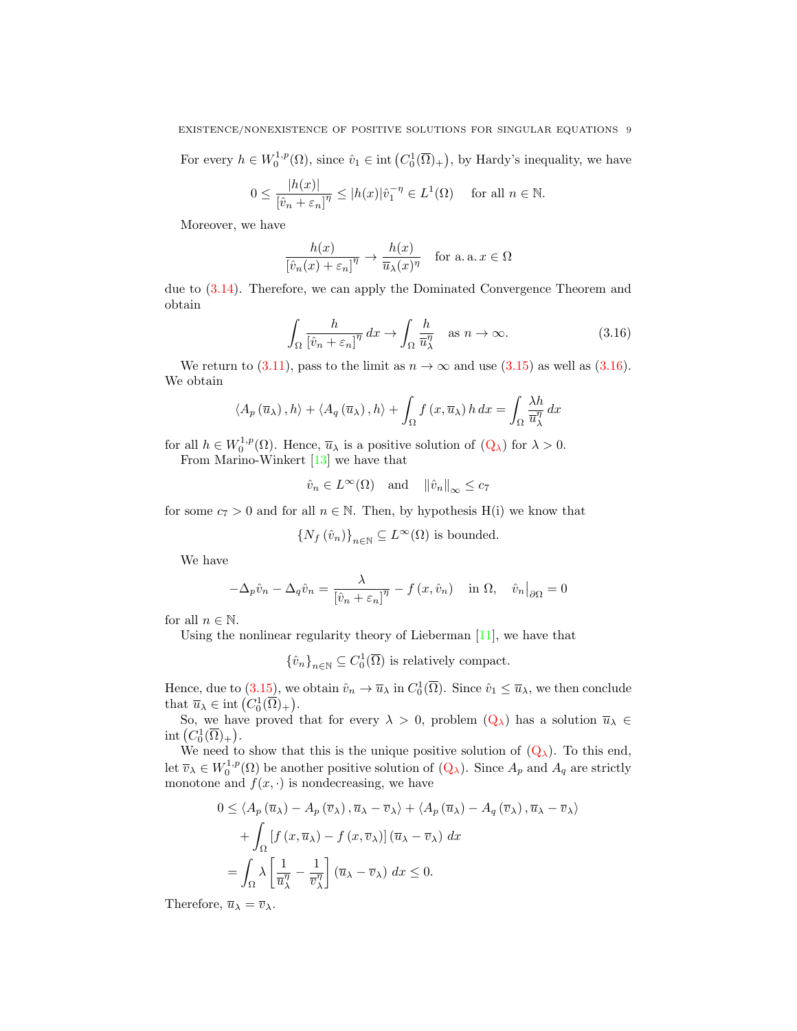For every $h \in W_0^{1,p}(\Omega)$, since $\hat{v}_1 \in \operatorname{int}\left(C_0^1(\overline{\Omega})_+\right)$, by Hardy's inequality, we have

$$0 \leq \frac{|h(x)|}{\left[\hat{v}_n + \varepsilon_n\right]^\eta} \leq |h(x)| \hat{v}_1^{-\eta} \in L^1(\Omega) \quad \text{for all } n \in \mathbb{N}.$$

Moreover, we have

$$\frac{h(x)}{\left[\hat{v}_n(x) + \varepsilon_n\right]^\eta} \to \frac{h(x)}{\overline{u}_\lambda(x)^\eta} \quad \text{for a. a. } x \in \Omega$$

due to (3.14). Therefore, we can apply the Dominated Convergence Theorem and obtain

$$\int_\Omega \frac{h}{\left[\hat{v}_n + \varepsilon_n\right]^\eta}\, dx \to \int_\Omega \frac{h}{\overline{u}_\lambda^\eta} \quad \text{as } n \to \infty. \tag{3.16}$$

We return to (3.11), pass to the limit as $n \to \infty$ and use (3.15) as well as (3.16). We obtain

$$\left\langle A_p\left(\overline{u}_\lambda\right), h\right\rangle + \left\langle A_q\left(\overline{u}_\lambda\right), h\right\rangle + \int_\Omega f\left(x, \overline{u}_\lambda\right) h\, dx = \int_\Omega \frac{\lambda h}{\overline{u}_\lambda^\eta}\, dx$$

for all $h \in W_0^{1,p}(\Omega)$. Hence, $\overline{u}_\lambda$ is a positive solution of ($Q_\lambda$) for $\lambda > 0$.

From Marino-Winkert [13] we have that

$$\hat{v}_n \in L^\infty(\Omega) \quad \text{and} \quad \left\|\hat{v}_n\right\|_\infty \leq c_7$$

for some $c_7 > 0$ and for all $n \in \mathbb{N}$. Then, by hypothesis H(i) we know that

$$\left\{N_f\left(\hat{v}_n\right)\right\}_{n \in \mathbb{N}} \subseteq L^\infty(\Omega) \text{ is bounded.}$$

We have

$$-\Delta_p \hat{v}_n - \Delta_q \hat{v}_n = \frac{\lambda}{\left[\hat{v}_n + \varepsilon_n\right]^\eta} - f\left(x, \hat{v}_n\right) \quad \text{in } \Omega, \quad \hat{v}_n\big|_{\partial\Omega} = 0$$

for all $n \in \mathbb{N}$.

Using the nonlinear regularity theory of Lieberman [11], we have that

$$\left\{\hat{v}_n\right\}_{n \in \mathbb{N}} \subseteq C_0^1(\overline{\Omega}) \text{ is relatively compact.}$$

Hence, due to (3.15), we obtain $\hat{v}_n \to \overline{u}_\lambda$ in $C_0^1(\overline{\Omega})$. Since $\hat{v}_1 \leq \overline{u}_\lambda$, we then conclude that $\overline{u}_\lambda \in \operatorname{int}\left(C_0^1(\overline{\Omega})_+\right)$.

So, we have proved that for every $\lambda > 0$, problem ($Q_\lambda$) has a solution $\overline{u}_\lambda \in \operatorname{int}\left(C_0^1(\overline{\Omega})_+\right)$.

We need to show that this is the unique positive solution of ($Q_\lambda$). To this end, let $\overline{v}_\lambda \in W_0^{1,p}(\Omega)$ be another positive solution of ($Q_\lambda$). Since $A_p$ and $A_q$ are strictly monotone and $f(x, \cdot)$ is nondecreasing, we have

$$\begin{aligned}
0 &\leq \left\langle A_p\left(\overline{u}_\lambda\right) - A_p\left(\overline{v}_\lambda\right), \overline{u}_\lambda - \overline{v}_\lambda\right\rangle + \left\langle A_p\left(\overline{u}_\lambda\right) - A_q\left(\overline{v}_\lambda\right), \overline{u}_\lambda - \overline{v}_\lambda\right\rangle \\
&\quad + \int_\Omega \left[f\left(x, \overline{u}_\lambda\right) - f\left(x, \overline{v}_\lambda\right)\right]\left(\overline{u}_\lambda - \overline{v}_\lambda\right) dx \\
&= \int_\Omega \lambda \left[\frac{1}{\overline{u}_\lambda^\eta} - \frac{1}{\overline{v}_\lambda^\eta}\right]\left(\overline{u}_\lambda - \overline{v}_\lambda\right) dx \leq 0.
\end{aligned}$$

Therefore, $\overline{u}_\lambda = \overline{v}_\lambda$.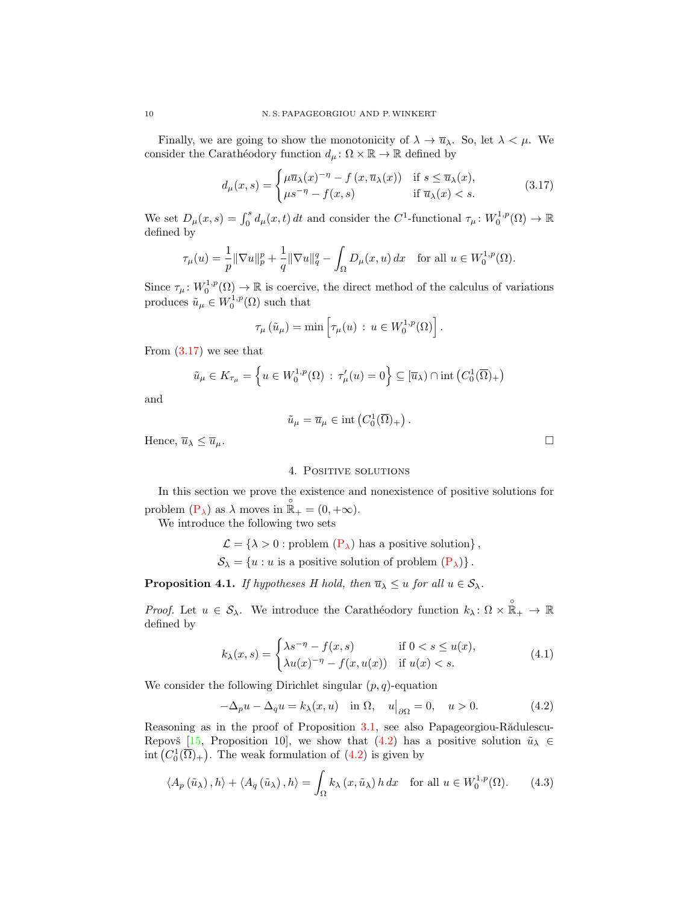Finally, we are going to show the monotonicity of $\lambda \to \overline{u}_\lambda$. So, let $\lambda < \mu$. We consider the Carathéodory function $d_\mu \colon \Omega \times \mathbb{R} \to \mathbb{R}$ defined by

$$
d_\mu(x,s) = \begin{cases} \mu \overline{u}_\lambda(x)^{-\eta} - f\left(x, \overline{u}_\lambda(x)\right) & \text{if } s \leq \overline{u}_\lambda(x), \\ \mu s^{-\eta} - f(x,s) & \text{if } \overline{u}_\lambda(x) < s. \end{cases} \tag{3.17}
$$

We set $D_\mu(x,s) = \int_0^s d_\mu(x,t)\,dt$ and consider the $C^1$-functional $\tau_\mu \colon W_0^{1,p}(\Omega) \to \mathbb{R}$ defined by

$$
\tau_\mu(u) = \frac{1}{p}\|\nabla u\|_p^p + \frac{1}{q}\|\nabla u\|_q^q - \int_\Omega D_\mu(x,u)\,dx \quad \text{for all } u \in W_0^{1,p}(\Omega).
$$

Since $\tau_\mu \colon W_0^{1,p}(\Omega) \to \mathbb{R}$ is coercive, the direct method of the calculus of variations produces $\tilde{u}_\mu \in W_0^{1,p}(\Omega)$ such that

$$
\tau_\mu\left(\tilde{u}_\mu\right) = \min\left[\tau_\mu(u) \,:\, u \in W_0^{1,p}(\Omega)\right].
$$

From (3.17) we see that

$$
\tilde{u}_\mu \in K_{\tau_\mu} = \left\{u \in W_0^{1,p}(\Omega) \,:\, \tau_\mu'(u) = 0\right\} \subseteq [\overline{u}_\lambda) \cap \operatorname{int}\left(C_0^1(\overline{\Omega})_+\right)
$$

and

$$
\tilde{u}_\mu = \overline{u}_\mu \in \operatorname{int}\left(C_0^1(\overline{\Omega})_+\right).
$$

Hence, $\overline{u}_\lambda \leq \overline{u}_\mu$. $\square$

## 4. Positive solutions

In this section we prove the existence and nonexistence of positive solutions for problem (P$_\lambda$) as $\lambda$ moves in $\overset{\circ}{\mathbb{R}}_+ = (0,+\infty)$.

We introduce the following two sets

$$
\mathcal{L} = \{\lambda > 0 : \text{problem } (\mathrm{P}_\lambda) \text{ has a positive solution}\},
$$
$$
\mathcal{S}_\lambda = \{u : u \text{ is a positive solution of problem } (\mathrm{P}_\lambda)\}.
$$

**Proposition 4.1.** *If hypotheses H hold, then $\overline{u}_\lambda \leq u$ for all $u \in \mathcal{S}_\lambda$.*

*Proof.* Let $u \in \mathcal{S}_\lambda$. We introduce the Carathéodory function $k_\lambda \colon \Omega \times \overset{\circ}{\mathbb{R}}_+ \to \mathbb{R}$ defined by

$$
k_\lambda(x,s) = \begin{cases} \lambda s^{-\eta} - f(x,s) & \text{if } 0 < s \leq u(x), \\ \lambda u(x)^{-\eta} - f(x,u(x)) & \text{if } u(x) < s. \end{cases} \tag{4.1}
$$

We consider the following Dirichlet singular $(p,q)$-equation

$$
-\Delta_p u - \Delta_q u = k_\lambda(x,u) \quad \text{in } \Omega, \quad u\big|_{\partial\Omega} = 0, \quad u > 0. \tag{4.2}
$$

Reasoning as in the proof of Proposition 3.1, see also Papageorgiou-Rădulescu-Repovš [15, Proposition 10], we show that (4.2) has a positive solution $\tilde{u}_\lambda \in \operatorname{int}\left(C_0^1(\overline{\Omega})_+\right)$. The weak formulation of (4.2) is given by

$$
\left\langle A_p\left(\tilde{u}_\lambda\right), h\right\rangle + \left\langle A_q\left(\tilde{u}_\lambda\right), h\right\rangle = \int_\Omega k_\lambda\left(x, \tilde{u}_\lambda\right) h\,dx \quad \text{for all } u \in W_0^{1,p}(\Omega). \tag{4.3}
$$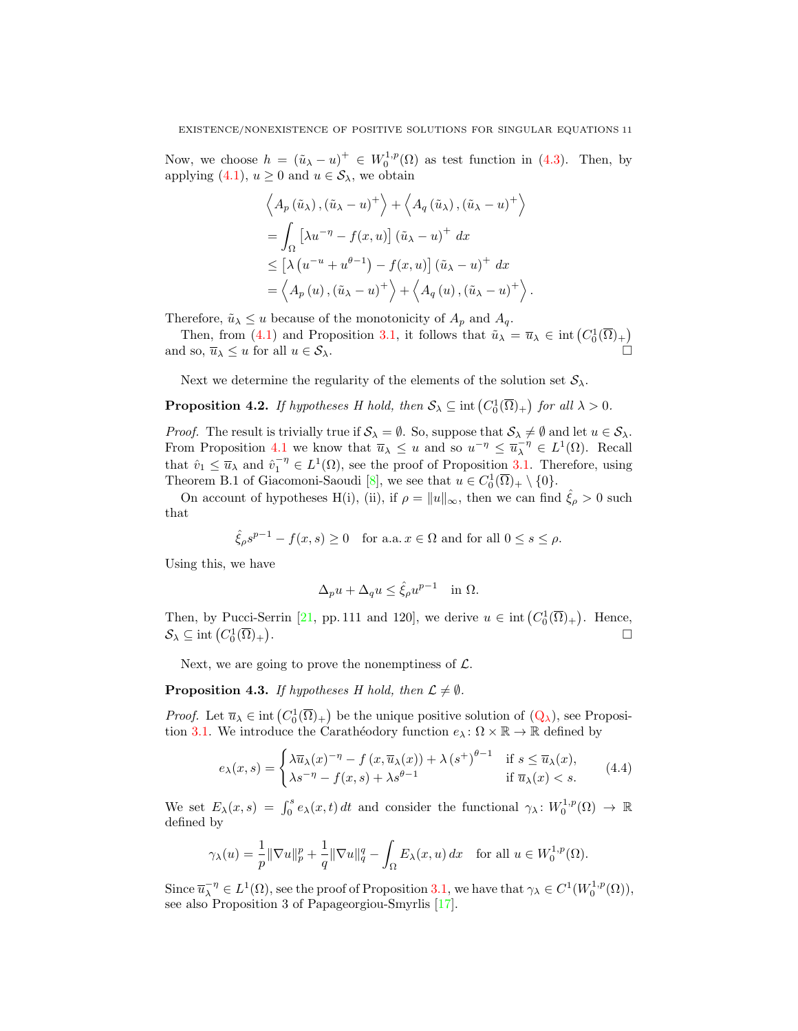Now, we choose $h = (\tilde{u}_\lambda - u)^+ \in W_0^{1,p}(\Omega)$ as test function in (4.3). Then, by applying (4.1), $u \geq 0$ and $u \in \mathcal{S}_\lambda$, we obtain

$$
\begin{aligned}
&\left\langle A_p\left(\tilde{u}_\lambda\right), (\tilde{u}_\lambda - u)^+ \right\rangle + \left\langle A_q\left(\tilde{u}_\lambda\right), (\tilde{u}_\lambda - u)^+ \right\rangle \\
&= \int_\Omega \left[\lambda u^{-\eta} - f(x,u)\right] (\tilde{u}_\lambda - u)^+ \, dx \\
&\leq \left[\lambda \left(u^{-u} + u^{\theta-1}\right) - f(x,u)\right] (\tilde{u}_\lambda - u)^+ \, dx \\
&= \left\langle A_p\left(u\right), (\tilde{u}_\lambda - u)^+ \right\rangle + \left\langle A_q\left(u\right), (\tilde{u}_\lambda - u)^+ \right\rangle.
\end{aligned}
$$

Therefore, $\tilde{u}_\lambda \leq u$ because of the monotonicity of $A_p$ and $A_q$.

Then, from (4.1) and Proposition 3.1, it follows that $\tilde{u}_\lambda = \overline{u}_\lambda \in \operatorname{int}\left(C_0^1(\overline{\Omega})_+\right)$ and so, $\overline{u}_\lambda \leq u$ for all $u \in \mathcal{S}_\lambda$. $\square$

Next we determine the regularity of the elements of the solution set $\mathcal{S}_\lambda$.

**Proposition 4.2.** *If hypotheses H hold, then $\mathcal{S}_\lambda \subseteq \operatorname{int}\left(C_0^1(\overline{\Omega})_+\right)$ for all $\lambda > 0$.*

*Proof.* The result is trivially true if $\mathcal{S}_\lambda = \emptyset$. So, suppose that $\mathcal{S}_\lambda \neq \emptyset$ and let $u \in \mathcal{S}_\lambda$. From Proposition 4.1 we know that $\overline{u}_\lambda \leq u$ and so $u^{-\eta} \leq \overline{u}_\lambda^{-\eta} \in L^1(\Omega)$. Recall that $\hat{v}_1 \leq \overline{u}_\lambda$ and $\hat{v}_1^{-\eta} \in L^1(\Omega)$, see the proof of Proposition 3.1. Therefore, using Theorem B.1 of Giacomoni-Saoudi [8], we see that $u \in C_0^1(\overline{\Omega})_+ \setminus \{0\}$.

On account of hypotheses H(i), (ii), if $\rho = \|u\|_\infty$, then we can find $\hat{\xi}_\rho > 0$ such that

$$
\hat{\xi}_\rho s^{p-1} - f(x,s) \geq 0 \quad \text{for a.a. } x \in \Omega \text{ and for all } 0 \leq s \leq \rho.
$$

Using this, we have

$$
\Delta_p u + \Delta_q u \leq \hat{\xi}_\rho u^{p-1} \quad \text{in } \Omega.
$$

Then, by Pucci-Serrin [21, pp. 111 and 120], we derive $u \in \operatorname{int}\left(C_0^1(\overline{\Omega})_+\right)$. Hence, $\mathcal{S}_\lambda \subseteq \operatorname{int}\left(C_0^1(\overline{\Omega})_+\right)$. $\square$

Next, we are going to prove the nonemptiness of $\mathcal{L}$.

**Proposition 4.3.** *If hypotheses H hold, then $\mathcal{L} \neq \emptyset$.*

*Proof.* Let $\overline{u}_\lambda \in \operatorname{int}\left(C_0^1(\overline{\Omega})_+\right)$ be the unique positive solution of ($\mathrm{Q}_\lambda$), see Proposition 3.1. We introduce the Carathéodory function $e_\lambda \colon \Omega \times \mathbb{R} \to \mathbb{R}$ defined by

$$
e_\lambda(x,s) = \begin{cases} \lambda \overline{u}_\lambda(x)^{-\eta} - f\left(x, \overline{u}_\lambda(x)\right) + \lambda \left(s^+\right)^{\theta-1} & \text{if } s \leq \overline{u}_\lambda(x), \\ \lambda s^{-\eta} - f(x,s) + \lambda s^{\theta-1} & \text{if } \overline{u}_\lambda(x) < s. \end{cases} \tag{4.4}
$$

We set $E_\lambda(x,s) = \int_0^s e_\lambda(x,t)\, dt$ and consider the functional $\gamma_\lambda \colon W_0^{1,p}(\Omega) \to \mathbb{R}$ defined by

$$
\gamma_\lambda(u) = \frac{1}{p}\|\nabla u\|_p^p + \frac{1}{q}\|\nabla u\|_q^q - \int_\Omega E_\lambda(x,u)\, dx \quad \text{for all } u \in W_0^{1,p}(\Omega).
$$

Since $\overline{u}_\lambda^{-\eta} \in L^1(\Omega)$, see the proof of Proposition 3.1, we have that $\gamma_\lambda \in C^1(W_0^{1,p}(\Omega))$, see also Proposition 3 of Papageorgiou-Smyrlis [17].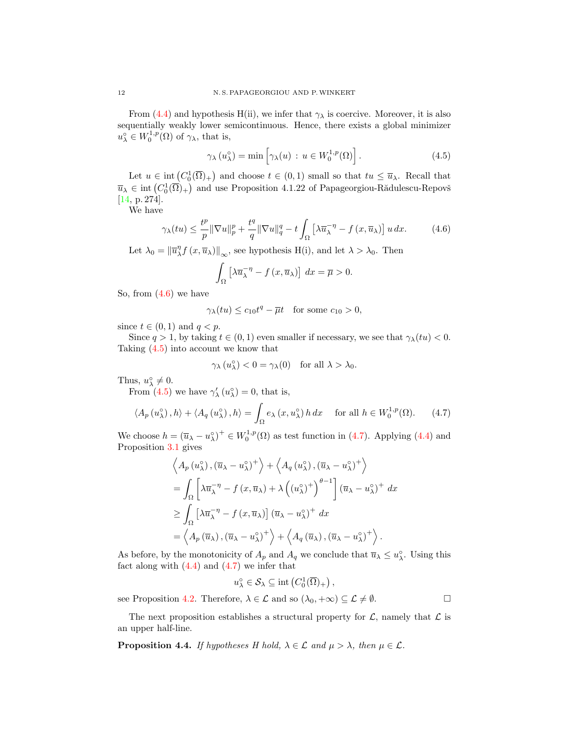From (4.4) and hypothesis H(ii), we infer that $\gamma_\lambda$ is coercive. Moreover, it is also sequentially weakly lower semicontinuous. Hence, there exists a global minimizer $u_\lambda^\circ \in W_0^{1,p}(\Omega)$ of $\gamma_\lambda$, that is,

$$\gamma_\lambda\left(u_\lambda^\circ\right) = \min\left[\gamma_\lambda(u) \,:\, u \in W_0^{1,p}(\Omega)\right]. \tag{4.5}$$

Let $u \in \operatorname{int}\left(C_0^1(\overline{\Omega})_+\right)$ and choose $t \in (0,1)$ small so that $tu \leq \overline{u}_\lambda$. Recall that $\overline{u}_\lambda \in \operatorname{int}\left(C_0^1(\overline{\Omega})_+\right)$ and use Proposition 4.1.22 of Papageorgiou-Rădulescu-Repovš [14, p. 274].

We have

$$\gamma_\lambda(tu) \leq \frac{t^p}{p}\|\nabla u\|_p^p + \frac{t^q}{q}\|\nabla u\|_q^q - t\int_\Omega \left[\lambda \overline{u}_\lambda^{-\eta} - f\left(x,\overline{u}_\lambda\right)\right] u\,dx. \tag{4.6}$$

Let $\lambda_0 = \|\overline{u}_\lambda^\eta f\left(x,\overline{u}_\lambda\right)\|_\infty$, see hypothesis H(i), and let $\lambda > \lambda_0$. Then

$$\int_\Omega \left[\lambda \overline{u}_\lambda^{-\eta} - f\left(x,\overline{u}_\lambda\right)\right]\,dx = \overline{\mu} > 0.$$

So, from (4.6) we have

$$\gamma_\lambda(tu) \leq c_{10}t^q - \overline{\mu}t \quad \text{for some } c_{10} > 0,$$

since $t \in (0,1)$ and $q < p$.

Since $q > 1$, by taking $t \in (0,1)$ even smaller if necessary, we see that $\gamma_\lambda(tu) < 0$. Taking (4.5) into account we know that

$$\gamma_\lambda\left(u_\lambda^\circ\right) < 0 = \gamma_\lambda(0) \quad \text{for all } \lambda > \lambda_0.$$

Thus, $u_\lambda^\circ \neq 0$.

From (4.5) we have $\gamma_\lambda'\left(u_\lambda^\circ\right) = 0$, that is,

$$\left\langle A_p\left(u_\lambda^\circ\right), h\right\rangle + \left\langle A_q\left(u_\lambda^\circ\right), h\right\rangle = \int_\Omega e_\lambda\left(x, u_\lambda^\circ\right) h\,dx \quad \text{ for all } h \in W_0^{1,p}(\Omega). \tag{4.7}$$

We choose $h = \left(\overline{u}_\lambda - u_\lambda^\circ\right)^+ \in W_0^{1,p}(\Omega)$ as test function in (4.7). Applying (4.4) and Proposition 3.1 gives

$$\begin{aligned}
&\left\langle A_p\left(u_\lambda^\circ\right), \left(\overline{u}_\lambda - u_\lambda^\circ\right)^+\right\rangle + \left\langle A_q\left(u_\lambda^\circ\right), \left(\overline{u}_\lambda - u_\lambda^\circ\right)^+\right\rangle \\
&= \int_\Omega \left[\lambda \overline{u}_\lambda^{-\eta} - f\left(x,\overline{u}_\lambda\right) + \lambda\left(\left(u_\lambda^\circ\right)^+\right)^{\theta-1}\right]\left(\overline{u}_\lambda - u_\lambda^\circ\right)^+\,dx \\
&\geq \int_\Omega \left[\lambda \overline{u}_\lambda^{-\eta} - f\left(x,\overline{u}_\lambda\right)\right]\left(\overline{u}_\lambda - u_\lambda^\circ\right)^+\,dx \\
&= \left\langle A_p\left(\overline{u}_\lambda\right), \left(\overline{u}_\lambda - u_\lambda^\circ\right)^+\right\rangle + \left\langle A_q\left(\overline{u}_\lambda\right), \left(\overline{u}_\lambda - u_\lambda^\circ\right)^+\right\rangle.
\end{aligned}$$

As before, by the monotonicity of $A_p$ and $A_q$ we conclude that $\overline{u}_\lambda \leq u_\lambda^\circ$. Using this fact along with (4.4) and (4.7) we infer that

$$u_\lambda^\circ \in \mathcal{S}_\lambda \subseteq \operatorname{int}\left(C_0^1(\overline{\Omega})_+\right),$$

see Proposition 4.2. Therefore, $\lambda \in \mathcal{L}$ and so $(\lambda_0, +\infty) \subseteq \mathcal{L} \neq \emptyset$. ◻

The next proposition establishes a structural property for $\mathcal{L}$, namely that $\mathcal{L}$ is an upper half-line.

**Proposition 4.4.** *If hypotheses H hold, $\lambda \in \mathcal{L}$ and $\mu > \lambda$, then $\mu \in \mathcal{L}$.*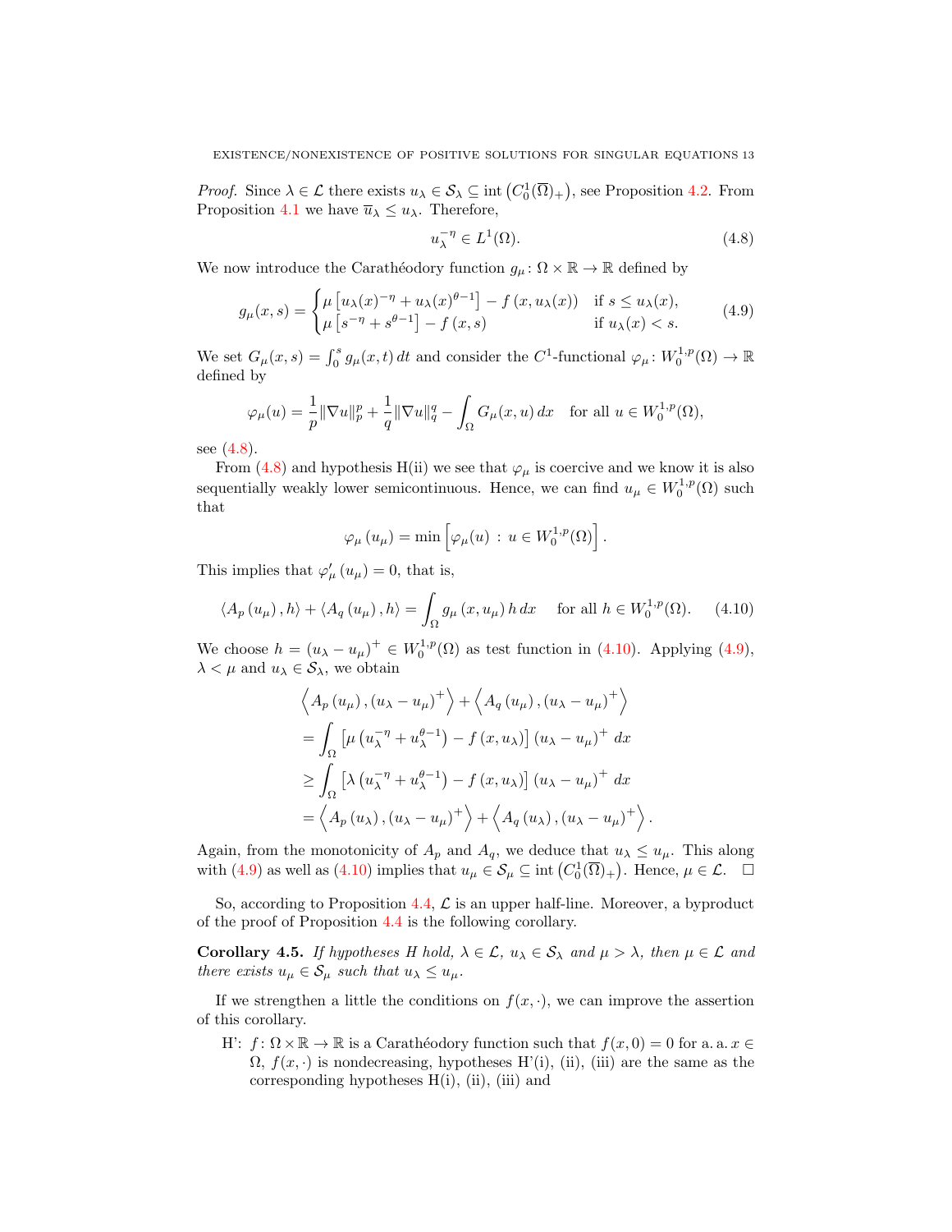*Proof.* Since $\lambda \in \mathcal{L}$ there exists $u_\lambda \in \mathcal{S}_\lambda \subseteq \operatorname{int}\left(C_0^1(\overline{\Omega})_+\right)$, see Proposition 4.2. From Proposition 4.1 we have $\overline{u}_\lambda \leq u_\lambda$. Therefore,

$$u_\lambda^{-\eta} \in L^1(\Omega). \tag{4.8}$$

We now introduce the Carathéodory function $g_\mu \colon \Omega \times \mathbb{R} \to \mathbb{R}$ defined by

$$g_\mu(x,s) = \begin{cases} \mu\left[u_\lambda(x)^{-\eta} + u_\lambda(x)^{\theta-1}\right] - f\left(x, u_\lambda(x)\right) & \text{if } s \leq u_\lambda(x), \\ \mu\left[s^{-\eta} + s^{\theta-1}\right] - f\left(x,s\right) & \text{if } u_\lambda(x) < s. \end{cases} \tag{4.9}$$

We set $G_\mu(x,s) = \int_0^s g_\mu(x,t)\,dt$ and consider the $C^1$-functional $\varphi_\mu \colon W_0^{1,p}(\Omega) \to \mathbb{R}$ defined by

$$\varphi_\mu(u) = \frac{1}{p}\|\nabla u\|_p^p + \frac{1}{q}\|\nabla u\|_q^q - \int_\Omega G_\mu(x,u)\,dx \quad \text{for all } u \in W_0^{1,p}(\Omega),$$

see (4.8).

From (4.8) and hypothesis H(ii) we see that $\varphi_\mu$ is coercive and we know it is also sequentially weakly lower semicontinuous. Hence, we can find $u_\mu \in W_0^{1,p}(\Omega)$ such that

$$\varphi_\mu\left(u_\mu\right) = \min\left[\varphi_\mu(u) \,:\, u \in W_0^{1,p}(\Omega)\right].$$

This implies that $\varphi_\mu'\left(u_\mu\right) = 0$, that is,

$$\left\langle A_p\left(u_\mu\right), h\right\rangle + \left\langle A_q\left(u_\mu\right), h\right\rangle = \int_\Omega g_\mu\left(x, u_\mu\right) h\,dx \quad \text{ for all } h \in W_0^{1,p}(\Omega). \tag{4.10}$$

We choose $h = \left(u_\lambda - u_\mu\right)^+ \in W_0^{1,p}(\Omega)$ as test function in (4.10). Applying (4.9), $\lambda < \mu$ and $u_\lambda \in \mathcal{S}_\lambda$, we obtain

$$\begin{aligned}
&\left\langle A_p\left(u_\mu\right), \left(u_\lambda - u_\mu\right)^+\right\rangle + \left\langle A_q\left(u_\mu\right), \left(u_\lambda - u_\mu\right)^+\right\rangle \\
&= \int_\Omega \left[\mu\left(u_\lambda^{-\eta} + u_\lambda^{\theta-1}\right) - f\left(x, u_\lambda\right)\right]\left(u_\lambda - u_\mu\right)^+\,dx \\
&\geq \int_\Omega \left[\lambda\left(u_\lambda^{-\eta} + u_\lambda^{\theta-1}\right) - f\left(x, u_\lambda\right)\right]\left(u_\lambda - u_\mu\right)^+\,dx \\
&= \left\langle A_p\left(u_\lambda\right), \left(u_\lambda - u_\mu\right)^+\right\rangle + \left\langle A_q\left(u_\lambda\right), \left(u_\lambda - u_\mu\right)^+\right\rangle.
\end{aligned}$$

Again, from the monotonicity of $A_p$ and $A_q$, we deduce that $u_\lambda \leq u_\mu$. This along with (4.9) as well as (4.10) implies that $u_\mu \in \mathcal{S}_\mu \subseteq \operatorname{int}\left(C_0^1(\overline{\Omega})_+\right)$. Hence, $\mu \in \mathcal{L}$. $\square$

So, according to Proposition 4.4, $\mathcal{L}$ is an upper half-line. Moreover, a byproduct of the proof of Proposition 4.4 is the following corollary.

**Corollary 4.5.** *If hypotheses H hold, $\lambda \in \mathcal{L}$, $u_\lambda \in \mathcal{S}_\lambda$ and $\mu > \lambda$, then $\mu \in \mathcal{L}$ and there exists $u_\mu \in \mathcal{S}_\mu$ such that $u_\lambda \leq u_\mu$.*

If we strengthen a little the conditions on $f(x,\cdot)$, we can improve the assertion of this corollary.

H': $f \colon \Omega \times \mathbb{R} \to \mathbb{R}$ is a Carathéodory function such that $f(x,0) = 0$ for a. a. $x \in \Omega$, $f(x,\cdot)$ is nondecreasing, hypotheses H'(i), (ii), (iii) are the same as the corresponding hypotheses H(i), (ii), (iii) and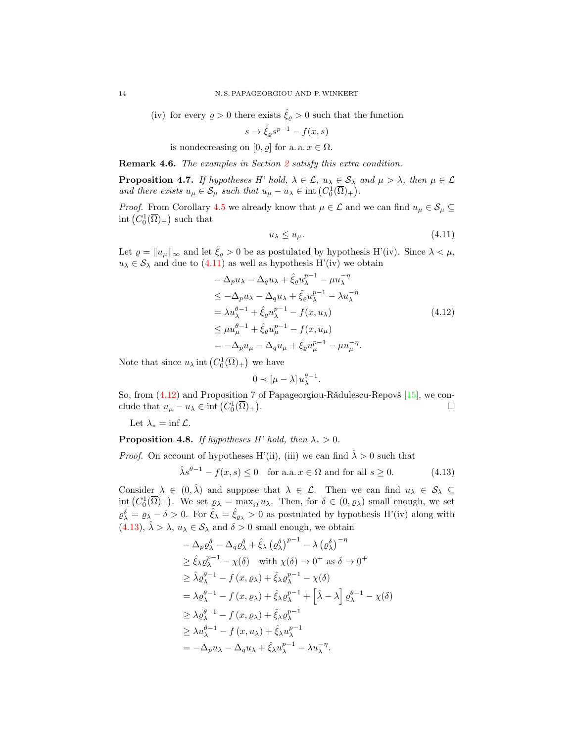(iv) for every $\varrho > 0$ there exists $\hat{\xi}_\varrho > 0$ such that the function

$$s \to \hat{\xi}_\varrho s^{p-1} - f(x,s)$$

is nondecreasing on $[0,\varrho]$ for a. a. $x \in \Omega$.

**Remark 4.6.** *The examples in Section 2 satisfy this extra condition.*

**Proposition 4.7.** *If hypotheses H' hold, $\lambda \in \mathcal{L}$, $u_\lambda \in \mathcal{S}_\lambda$ and $\mu > \lambda$, then $\mu \in \mathcal{L}$ and there exists $u_\mu \in \mathcal{S}_\mu$ such that $u_\mu - u_\lambda \in \operatorname{int}\left(C_0^1(\overline{\Omega})_+\right)$.*

*Proof.* From Corollary 4.5 we already know that $\mu \in \mathcal{L}$ and we can find $u_\mu \in \mathcal{S}_\mu \subseteq \operatorname{int}\left(C_0^1(\overline{\Omega})_+\right)$ such that

$$u_\lambda \leq u_\mu. \tag{4.11}$$

Let $\varrho = \|u_\mu\|_\infty$ and let $\hat{\xi}_\varrho > 0$ be as postulated by hypothesis H'(iv). Since $\lambda < \mu$, $u_\lambda \in \mathcal{S}_\lambda$ and due to (4.11) as well as hypothesis H'(iv) we obtain

$$\begin{aligned}
&-\Delta_p u_\lambda - \Delta_q u_\lambda + \hat{\xi}_\varrho u_\lambda^{p-1} - \mu u_\lambda^{-\eta}\\
&\leq -\Delta_p u_\lambda - \Delta_q u_\lambda + \hat{\xi}_\varrho u_\lambda^{p-1} - \lambda u_\lambda^{-\eta}\\
&= \lambda u_\lambda^{\theta-1} + \hat{\xi}_\varrho u_\lambda^{p-1} - f(x,u_\lambda)\\
&\leq \mu u_\mu^{\theta-1} + \hat{\xi}_\varrho u_\mu^{p-1} - f(x,u_\mu)\\
&= -\Delta_p u_\mu - \Delta_q u_\mu + \hat{\xi}_\varrho u_\mu^{p-1} - \mu u_\mu^{-\eta}.
\end{aligned} \tag{4.12}$$

Note that since $u_\lambda \operatorname{int}\left(C_0^1(\overline{\Omega})_+\right)$ we have

$$0 \prec [\mu - \lambda]\, u_\lambda^{\theta-1}.$$

So, from (4.12) and Proposition 7 of Papageorgiou-Rădulescu-Repovš [15], we conclude that $u_\mu - u_\lambda \in \operatorname{int}\left(C_0^1(\overline{\Omega})_+\right)$. $\square$

Let $\lambda_* = \inf \mathcal{L}$.

**Proposition 4.8.** *If hypotheses H' hold, then $\lambda_* > 0$.*

*Proof.* On account of hypotheses H'(ii), (iii) we can find $\hat{\lambda} > 0$ such that

$$\hat{\lambda} s^{\theta-1} - f(x,s) \leq 0 \quad \text{for a.a. } x \in \Omega \text{ and for all } s \geq 0. \tag{4.13}$$

Consider $\lambda \in (0, \hat{\lambda})$ and suppose that $\lambda \in \mathcal{L}$. Then we can find $u_\lambda \in \mathcal{S}_\lambda \subseteq \operatorname{int}\left(C_0^1(\overline{\Omega})_+\right)$. We set $\varrho_\lambda = \max_{\overline{\Omega}} u_\lambda$. Then, for $\delta \in (0, \varrho_\lambda)$ small enough, we set $\varrho_\lambda^\delta = \varrho_\lambda - \delta > 0$. For $\hat{\xi}_\lambda = \hat{\xi}_{\varrho_\lambda} > 0$ as postulated by hypothesis H'(iv) along with (4.13), $\hat{\lambda} > \lambda$, $u_\lambda \in \mathcal{S}_\lambda$ and $\delta > 0$ small enough, we obtain

$$\begin{aligned}
&-\Delta_p \varrho_\lambda^\delta - \Delta_q \varrho_\lambda^\delta + \hat{\xi}_\lambda \left(\varrho_\lambda^\delta\right)^{p-1} - \lambda \left(\varrho_\lambda^\delta\right)^{-\eta}\\
&\geq \hat{\xi}_\lambda \varrho_\lambda^{p-1} - \chi(\delta) \quad \text{with } \chi(\delta) \to 0^+ \text{ as } \delta \to 0^+\\
&\geq \hat{\lambda} \varrho_\lambda^{\theta-1} - f\left(x, \varrho_\lambda\right) + \hat{\xi}_\lambda \varrho_\lambda^{p-1} - \chi(\delta)\\
&= \lambda \varrho_\lambda^{\theta-1} - f\left(x, \varrho_\lambda\right) + \hat{\xi}_\lambda \varrho_\lambda^{p-1} + \left[\hat{\lambda} - \lambda\right] \varrho_\lambda^{\theta-1} - \chi(\delta)\\
&\geq \lambda \varrho_\lambda^{\theta-1} - f\left(x, \varrho_\lambda\right) + \hat{\xi}_\lambda \varrho_\lambda^{p-1}\\
&\geq \lambda u_\lambda^{\theta-1} - f\left(x, u_\lambda\right) + \hat{\xi}_\lambda u_\lambda^{p-1}\\
&= -\Delta_p u_\lambda - \Delta_q u_\lambda + \hat{\xi}_\lambda u_\lambda^{p-1} - \lambda u_\lambda^{-\eta}.
\end{aligned}$$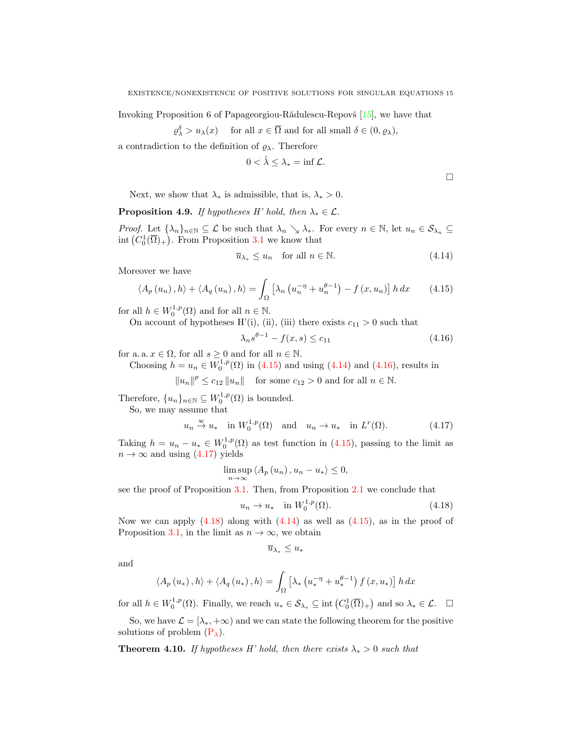Invoking Proposition 6 of Papageorgiou-Rădulescu-Repovš [15], we have that

$$\varrho_\lambda^\delta > u_\lambda(x) \quad \text{for all } x \in \overline{\Omega} \text{ and for all small } \delta \in (0, \varrho_\lambda),$$

a contradiction to the definition of $\varrho_\lambda$. Therefore

$$0 < \hat{\lambda} \leq \lambda_* = \inf \mathcal{L}.$$

$\square$

Next, we show that $\lambda_*$ is admissible, that is, $\lambda_* > 0$.

**Proposition 4.9.** *If hypotheses H' hold, then $\lambda_* \in \mathcal{L}$.*

*Proof.* Let $\{\lambda_n\}_{n\in\mathbb{N}} \subseteq \mathcal{L}$ be such that $\lambda_n \searrow \lambda_*$. For every $n \in \mathbb{N}$, let $u_n \in \mathcal{S}_{\lambda_n} \subseteq \operatorname{int}\left(C_0^1(\overline{\Omega})_+\right)$. From Proposition 3.1 we know that

$$\overline{u}_{\lambda_*} \leq u_n \quad \text{for all } n \in \mathbb{N}. \tag{4.14}$$

Moreover we have

$$\left\langle A_p\left(u_n\right), h\right\rangle + \left\langle A_q\left(u_n\right), h\right\rangle = \int_\Omega \left[\lambda_n\left(u_n^{-\eta} + u_n^{\theta-1}\right) - f\left(x, u_n\right)\right] h \, dx \tag{4.15}$$

for all $h \in W_0^{1,p}(\Omega)$ and for all $n \in \mathbb{N}$.

On account of hypotheses H'(i), (ii), (iii) there exists $c_{11} > 0$ such that

$$\lambda_n s^{\theta-1} - f(x, s) \leq c_{11} \tag{4.16}$$

for a. a. $x \in \Omega$, for all $s \geq 0$ and for all $n \in \mathbb{N}$.

Choosing $h = u_n \in W_0^{1,p}(\Omega)$ in (4.15) and using (4.14) and (4.16), results in

$$\|u_n\|^p \leq c_{12} \|u_n\| \quad \text{for some } c_{12} > 0 \text{ and for all } n \in \mathbb{N}.$$

Therefore, $\{u_n\}_{n\in\mathbb{N}} \subseteq W_0^{1,p}(\Omega)$ is bounded.

So, we may assume that

$$u_n \overset{\text{w}}{\to} u_* \quad \text{in } W_0^{1,p}(\Omega) \quad \text{and} \quad u_n \to u_* \quad \text{in } L^r(\Omega). \tag{4.17}$$

Taking $h = u_n - u_* \in W_0^{1,p}(\Omega)$ as test function in (4.15), passing to the limit as $n \to \infty$ and using (4.17) yields

$$\limsup_{n\to\infty} \left\langle A_p\left(u_n\right), u_n - u_*\right\rangle \leq 0,$$

see the proof of Proposition 3.1. Then, from Proposition 2.1 we conclude that

$$u_n \to u_* \quad \text{in } W_0^{1,p}(\Omega). \tag{4.18}$$

Now we can apply (4.18) along with (4.14) as well as (4.15), as in the proof of Proposition 3.1, in the limit as $n \to \infty$, we obtain

$$\overline{u}_{\lambda_*} \leq u_*$$

and

$$\left\langle A_p\left(u_*\right), h\right\rangle + \left\langle A_q\left(u_*\right), h\right\rangle = \int_\Omega \left[\lambda_*\left(u_*^{-\eta} + u_*^{\theta-1}\right) f\left(x, u_*\right)\right] h \, dx$$

for all $h \in W_0^{1,p}(\Omega)$. Finally, we reach $u_* \in \mathcal{S}_{\lambda_*} \subseteq \operatorname{int}\left(C_0^1(\overline{\Omega})_+\right)$ and so $\lambda_* \in \mathcal{L}$. $\square$

So, we have $\mathcal{L} = [\lambda_*, +\infty)$ and we can state the following theorem for the positive solutions of problem ($P_\lambda$).

**Theorem 4.10.** *If hypotheses H' hold, then there exists $\lambda_* > 0$ such that*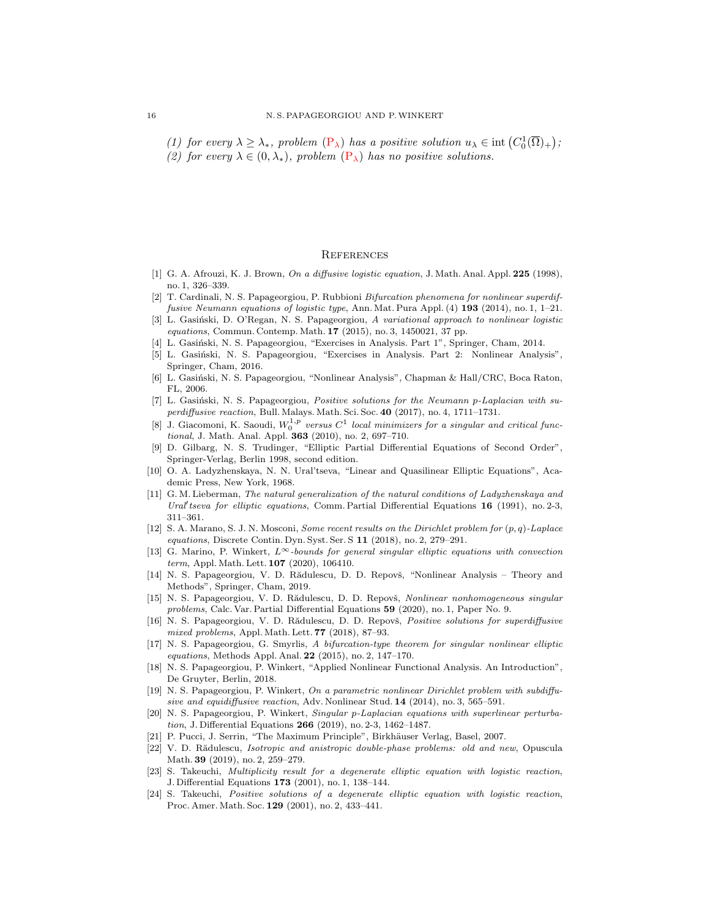*(1) for every $\lambda \geq \lambda_*$, problem ($P_\lambda$) has a positive solution $u_\lambda \in \operatorname{int}\left(C_0^1(\overline{\Omega})_+\right)$;*
*(2) for every $\lambda \in (0, \lambda_*)$, problem ($P_\lambda$) has no positive solutions.*

## References

[1] G. A. Afrouzi, K. J. Brown, *On a diffusive logistic equation*, J. Math. Anal. Appl. **225** (1998), no. 1, 326–339.

[2] T. Cardinali, N. S. Papageorgiou, P. Rubbioni *Bifurcation phenomena for nonlinear superdiffusive Neumann equations of logistic type*, Ann. Mat. Pura Appl. (4) **193** (2014), no. 1, 1–21.

[3] L. Gasiński, D. O'Regan, N. S. Papageorgiou, *A variational approach to nonlinear logistic equations*, Commun. Contemp. Math. **17** (2015), no. 3, 1450021, 37 pp.

[4] L. Gasiński, N. S. Papageorgiou, "Exercises in Analysis. Part 1", Springer, Cham, 2014.

[5] L. Gasiński, N. S. Papageorgiou, "Exercises in Analysis. Part 2: Nonlinear Analysis", Springer, Cham, 2016.

[6] L. Gasiński, N. S. Papageorgiou, "Nonlinear Analysis", Chapman & Hall/CRC, Boca Raton, FL, 2006.

[7] L. Gasiński, N. S. Papageorgiou, *Positive solutions for the Neumann p-Laplacian with superdiffusive reaction*, Bull. Malays. Math. Sci. Soc. **40** (2017), no. 4, 1711–1731.

[8] J. Giacomoni, K. Saoudi, *$W_0^{1,p}$ versus $C^1$ local minimizers for a singular and critical functional*, J. Math. Anal. Appl. **363** (2010), no. 2, 697–710.

[9] D. Gilbarg, N. S. Trudinger, "Elliptic Partial Differential Equations of Second Order", Springer-Verlag, Berlin 1998, second edition.

[10] O. A. Ladyzhenskaya, N. N. Ural'tseva, "Linear and Quasilinear Elliptic Equations", Academic Press, New York, 1968.

[11] G. M. Lieberman, *The natural generalization of the natural conditions of Ladyzhenskaya and Ural′tseva for elliptic equations*, Comm. Partial Differential Equations **16** (1991), no. 2-3, 311–361.

[12] S. A. Marano, S. J. N. Mosconi, *Some recent results on the Dirichlet problem for $(p,q)$-Laplace equations*, Discrete Contin. Dyn. Syst. Ser. S **11** (2018), no. 2, 279–291.

[13] G. Marino, P. Winkert, *$L^\infty$-bounds for general singular elliptic equations with convection term*, Appl. Math. Lett. **107** (2020), 106410.

[14] N. S. Papageorgiou, V. D. Rădulescu, D. D. Repovš, "Nonlinear Analysis – Theory and Methods", Springer, Cham, 2019.

[15] N. S. Papageorgiou, V. D. Rădulescu, D. D. Repovš, *Nonlinear nonhomogeneous singular problems*, Calc. Var. Partial Differential Equations **59** (2020), no. 1, Paper No. 9.

[16] N. S. Papageorgiou, V. D. Rădulescu, D. D. Repovš, *Positive solutions for superdiffusive mixed problems*, Appl. Math. Lett. **77** (2018), 87–93.

[17] N. S. Papageorgiou, G. Smyrlis, *A bifurcation-type theorem for singular nonlinear elliptic equations*, Methods Appl. Anal. **22** (2015), no. 2, 147–170.

[18] N. S. Papageorgiou, P. Winkert, "Applied Nonlinear Functional Analysis. An Introduction", De Gruyter, Berlin, 2018.

[19] N. S. Papageorgiou, P. Winkert, *On a parametric nonlinear Dirichlet problem with subdiffusive and equidiffusive reaction*, Adv. Nonlinear Stud. **14** (2014), no. 3, 565–591.

[20] N. S. Papageorgiou, P. Winkert, *Singular p-Laplacian equations with superlinear perturbation*, J. Differential Equations **266** (2019), no. 2-3, 1462–1487.

[21] P. Pucci, J. Serrin, "The Maximum Principle", Birkhäuser Verlag, Basel, 2007.

[22] V. D. Rădulescu, *Isotropic and anistropic double-phase problems: old and new*, Opuscula Math. **39** (2019), no. 2, 259–279.

[23] S. Takeuchi, *Multiplicity result for a degenerate elliptic equation with logistic reaction*, J. Differential Equations **173** (2001), no. 1, 138–144.

[24] S. Takeuchi, *Positive solutions of a degenerate elliptic equation with logistic reaction*, Proc. Amer. Math. Soc. **129** (2001), no. 2, 433–441.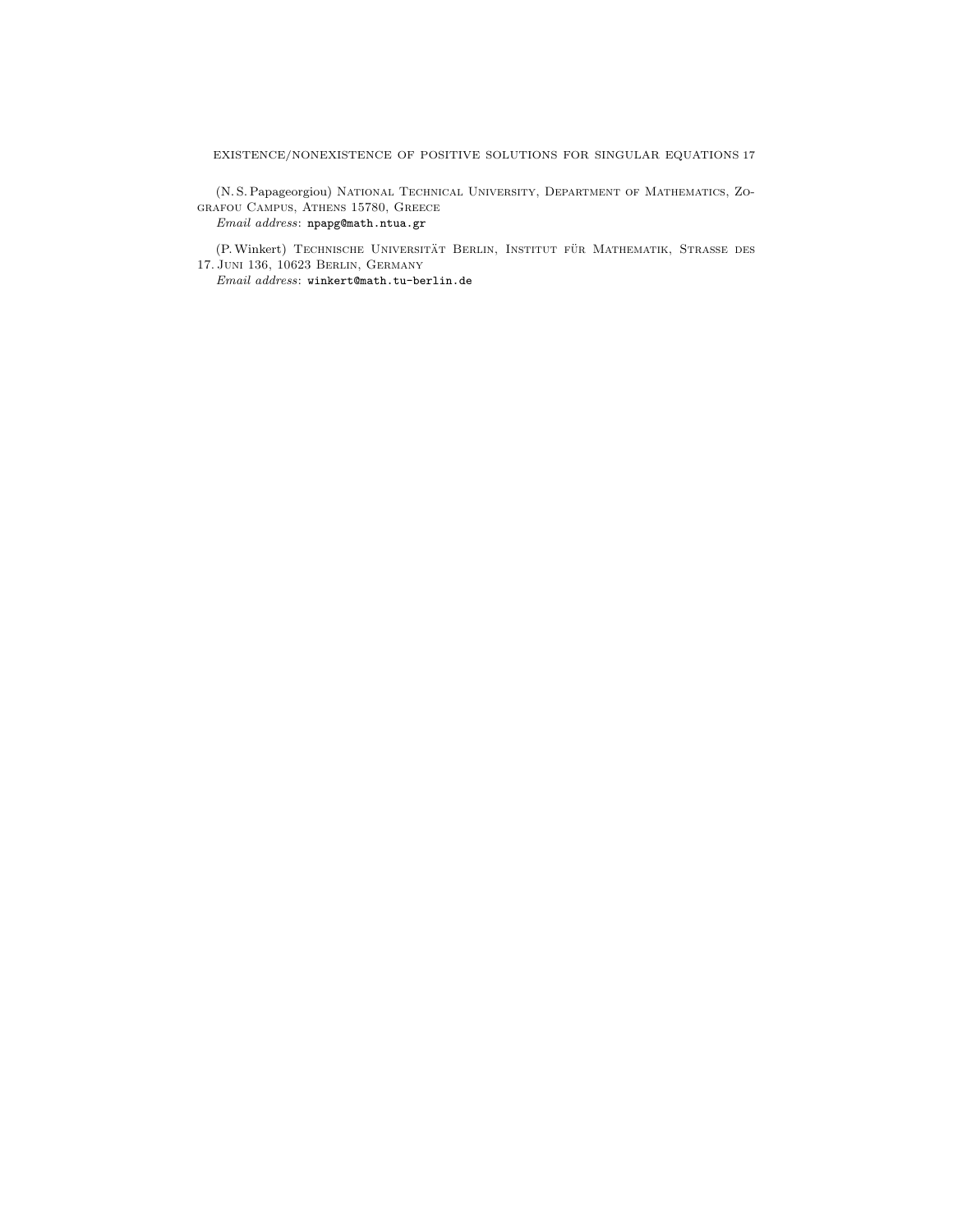(N. S. Papageorgiou) National Technical University, Department of Mathematics, Zografou Campus, Athens 15780, Greece

*Email address*: npapg@math.ntua.gr

(P. Winkert) Technische Universität Berlin, Institut für Mathematik, Strasse des 17. Juni 136, 10623 Berlin, Germany

*Email address*: winkert@math.tu-berlin.de